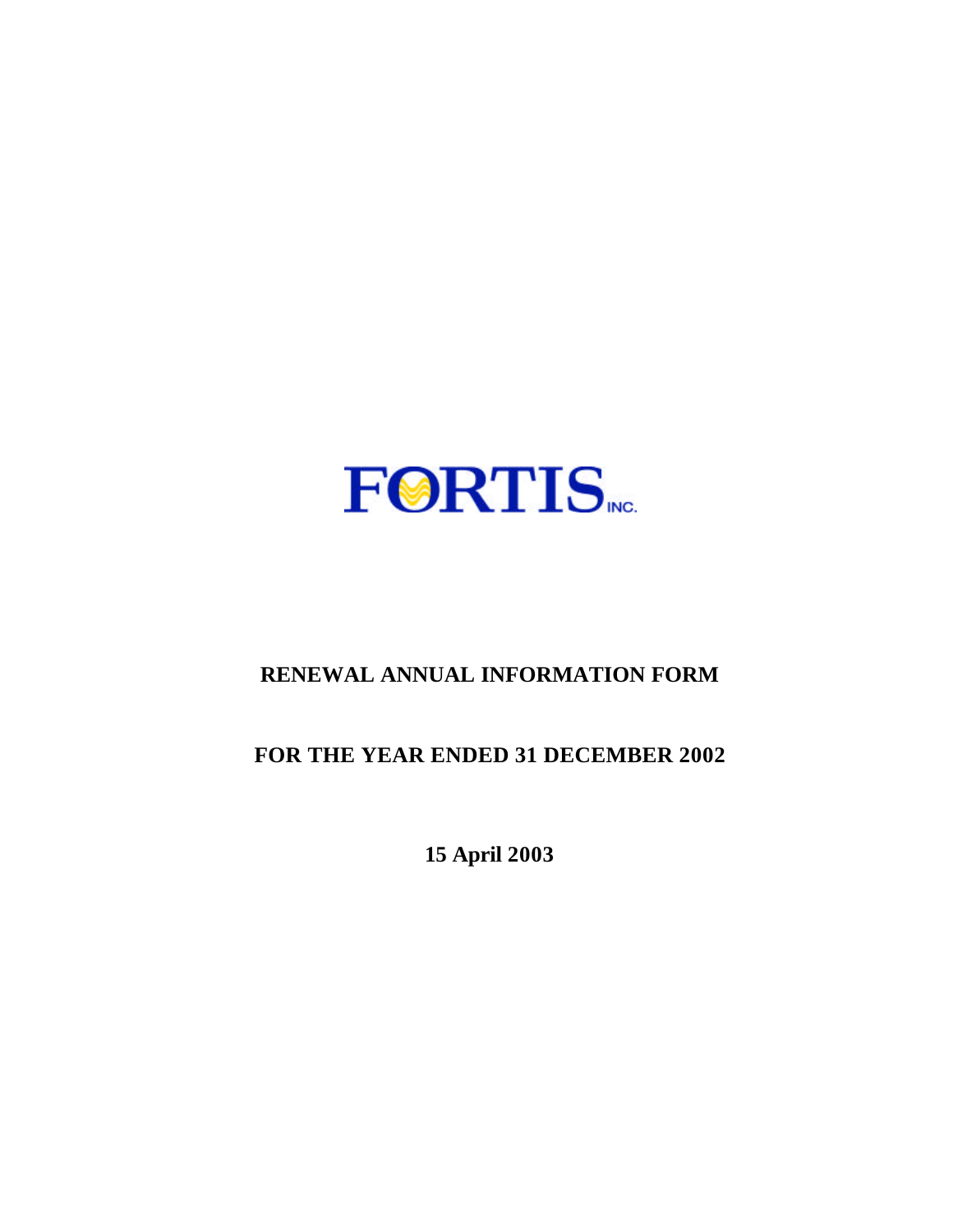FORTIS INC.

# RENEWAL ANNUAL INFORMATION FORM

# FOR THE YEAR ENDED 31 DECEMBER 2002

**15 April 2003**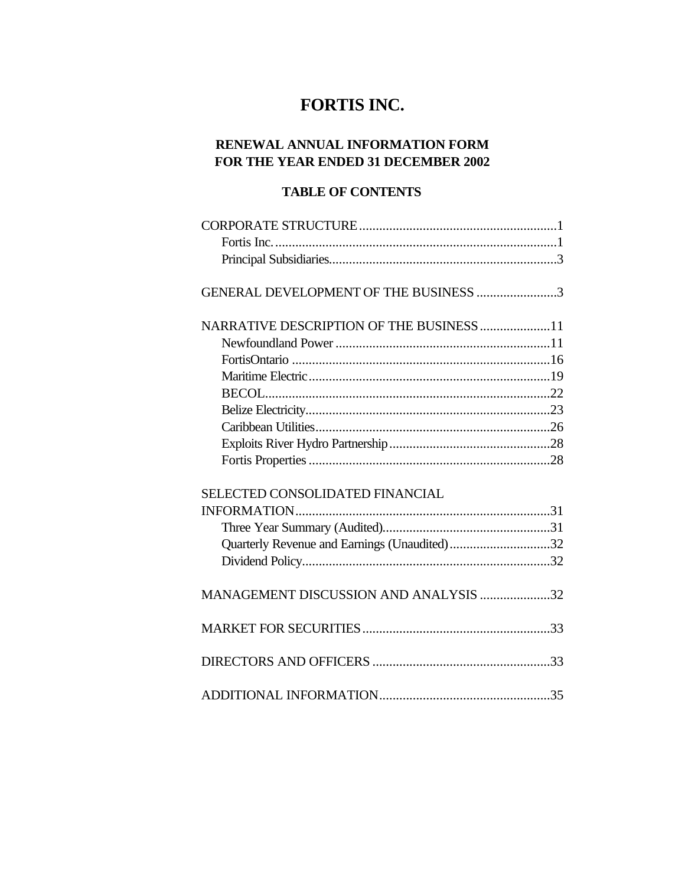# FORTIS INC.

## RENEWAL ANNUAL INFORMATION FORM
## FOR THE YEAR ENDED 31 DECEMBER 2002

### TABLE OF CONTENTS

CORPORATE STRUCTURE..........................................................1
- Fortis Inc. ...................................................................................1
- Principal Subsidiaries...................................................................3

GENERAL DEVELOPMENT OF THE BUSINESS ........................3

NARRATIVE DESCRIPTION OF THE BUSINESS.....................11
- Newfoundland Power ................................................................11
- FortisOntario .............................................................................16
- Maritime Electric........................................................................19
- BECOL.......................................................................................22
- Belize Electricity.........................................................................23
- Caribbean Utilities......................................................................26
- Exploits River Hydro Partnership ................................................28
- Fortis Properties ........................................................................28

SELECTED CONSOLIDATED FINANCIAL INFORMATION............................................................................31
- Three Year Summary (Audited)..................................................31
- Quarterly Revenue and Earnings (Unaudited) ..............................32
- Dividend Policy...........................................................................32

MANAGEMENT DISCUSSION AND ANALYSIS .....................32

MARKET FOR SECURITIES........................................................33

DIRECTORS AND OFFICERS .....................................................33

ADDITIONAL INFORMATION...................................................35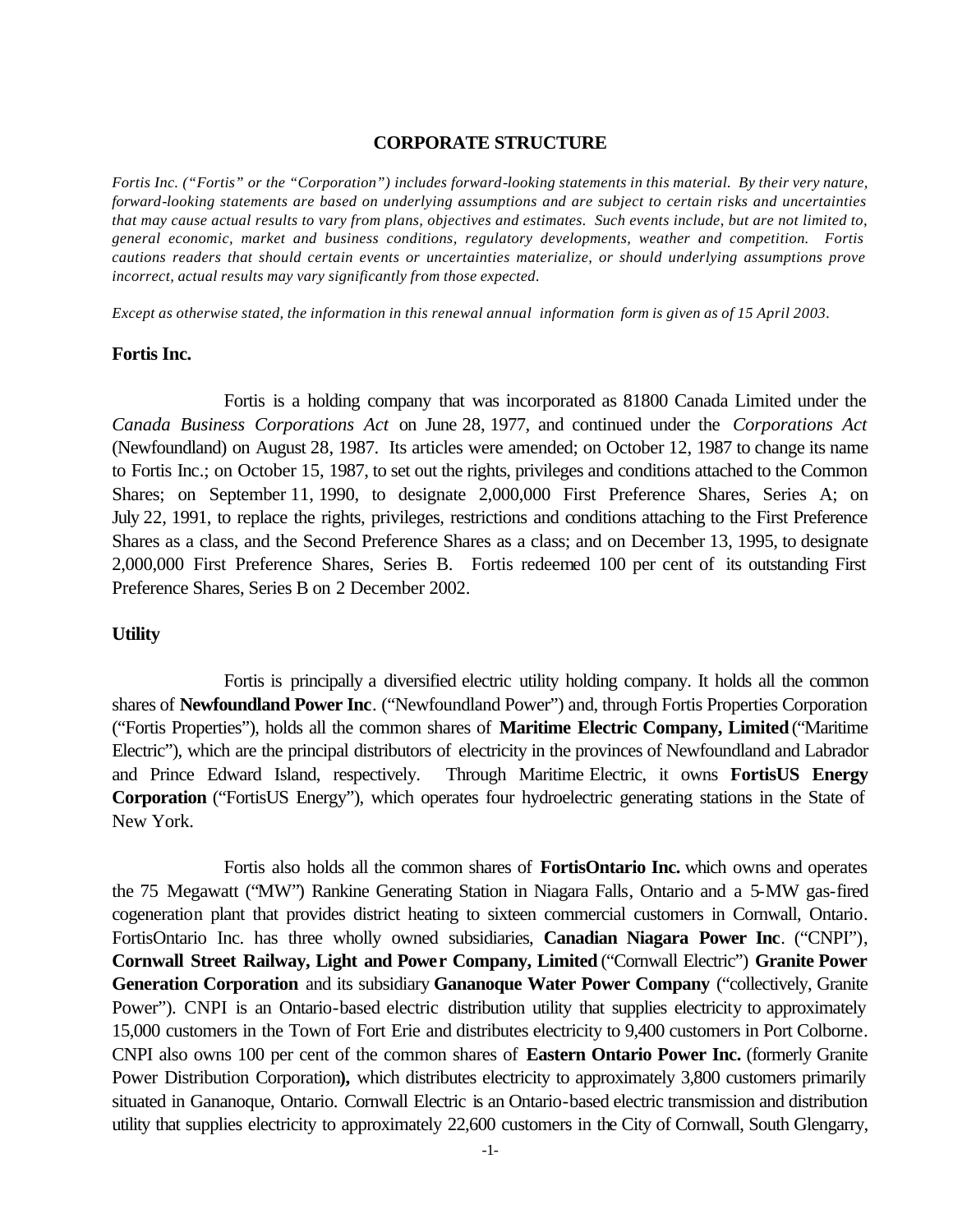## CORPORATE STRUCTURE

*Fortis Inc. ("Fortis" or the "Corporation") includes forward-looking statements in this material. By their very nature, forward-looking statements are based on underlying assumptions and are subject to certain risks and uncertainties that may cause actual results to vary from plans, objectives and estimates. Such events include, but are not limited to, general economic, market and business conditions, regulatory developments, weather and competition. Fortis cautions readers that should certain events or uncertainties materialize, or should underlying assumptions prove incorrect, actual results may vary significantly from those expected.*

*Except as otherwise stated, the information in this renewal annual information form is given as of 15 April 2003.*

### Fortis Inc.

Fortis is a holding company that was incorporated as 81800 Canada Limited under the *Canada Business Corporations Act* on June 28, 1977, and continued under the *Corporations Act* (Newfoundland) on August 28, 1987. Its articles were amended; on October 12, 1987 to change its name to Fortis Inc.; on October 15, 1987, to set out the rights, privileges and conditions attached to the Common Shares; on September 11, 1990, to designate 2,000,000 First Preference Shares, Series A; on July 22, 1991, to replace the rights, privileges, restrictions and conditions attaching to the First Preference Shares as a class, and the Second Preference Shares as a class; and on December 13, 1995, to designate 2,000,000 First Preference Shares, Series B. Fortis redeemed 100 per cent of its outstanding First Preference Shares, Series B on 2 December 2002.

### Utility

Fortis is principally a diversified electric utility holding company. It holds all the common shares of **Newfoundland Power Inc**. ("Newfoundland Power") and, through Fortis Properties Corporation ("Fortis Properties"), holds all the common shares of **Maritime Electric Company, Limited** ("Maritime Electric"), which are the principal distributors of electricity in the provinces of Newfoundland and Labrador and Prince Edward Island, respectively. Through Maritime Electric, it owns **FortisUS Energy Corporation** ("FortisUS Energy"), which operates four hydroelectric generating stations in the State of New York.

Fortis also holds all the common shares of **FortisOntario Inc.** which owns and operates the 75 Megawatt ("MW") Rankine Generating Station in Niagara Falls, Ontario and a 5-MW gas-fired cogeneration plant that provides district heating to sixteen commercial customers in Cornwall, Ontario. FortisOntario Inc. has three wholly owned subsidiaries, **Canadian Niagara Power Inc**. ("CNPI"), **Cornwall Street Railway, Light and Power Company, Limited** ("Cornwall Electric") **Granite Power Generation Corporation** and its subsidiary **Gananoque Water Power Company** ("collectively, Granite Power"). CNPI is an Ontario-based electric distribution utility that supplies electricity to approximately 15,000 customers in the Town of Fort Erie and distributes electricity to 9,400 customers in Port Colborne. CNPI also owns 100 per cent of the common shares of **Eastern Ontario Power Inc.** (formerly Granite Power Distribution Corporation**),** which distributes electricity to approximately 3,800 customers primarily situated in Gananoque, Ontario. Cornwall Electric is an Ontario-based electric transmission and distribution utility that supplies electricity to approximately 22,600 customers in the City of Cornwall, South Glengarry,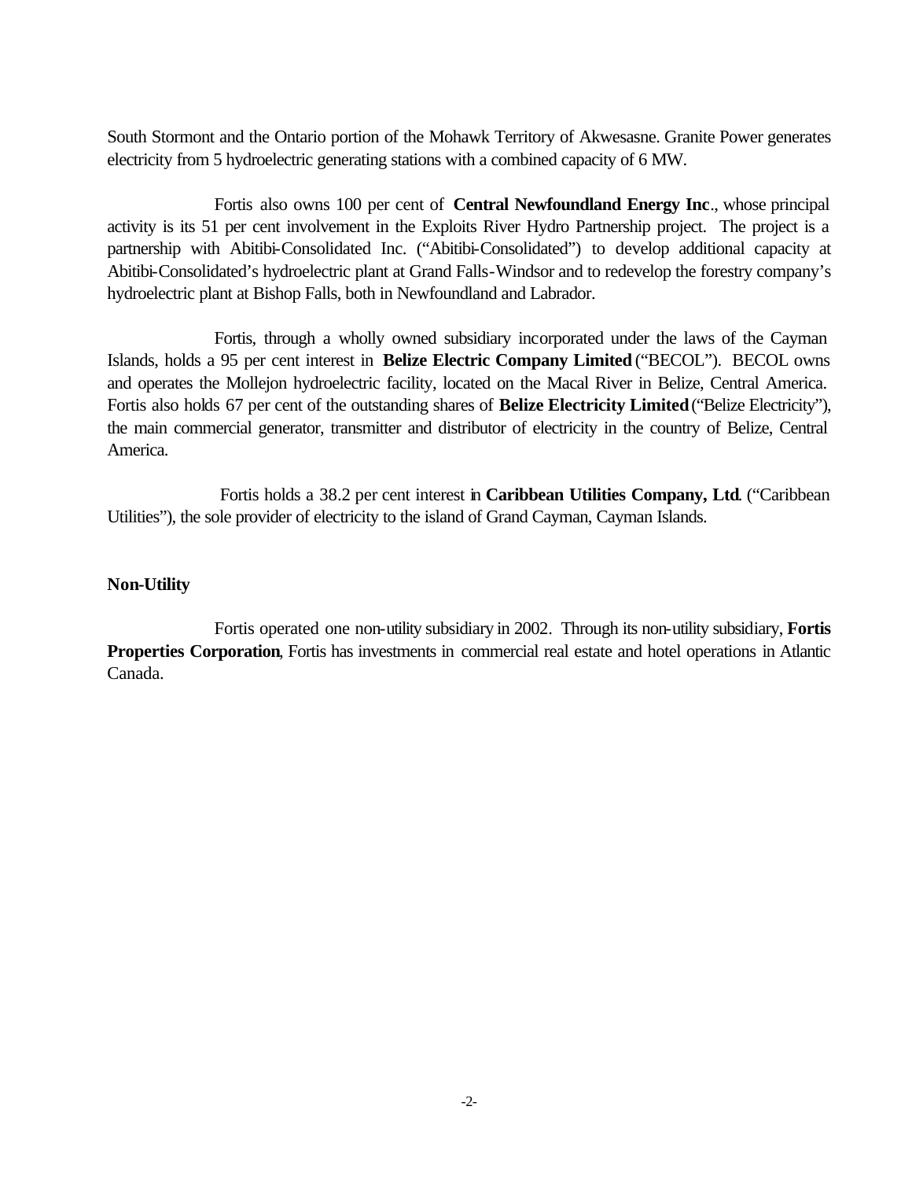South Stormont and the Ontario portion of the Mohawk Territory of Akwesasne. Granite Power generates electricity from 5 hydroelectric generating stations with a combined capacity of 6 MW.

Fortis also owns 100 per cent of **Central Newfoundland Energy Inc**., whose principal activity is its 51 per cent involvement in the Exploits River Hydro Partnership project. The project is a partnership with Abitibi-Consolidated Inc. ("Abitibi-Consolidated") to develop additional capacity at Abitibi-Consolidated's hydroelectric plant at Grand Falls-Windsor and to redevelop the forestry company's hydroelectric plant at Bishop Falls, both in Newfoundland and Labrador.

Fortis, through a wholly owned subsidiary incorporated under the laws of the Cayman Islands, holds a 95 per cent interest in **Belize Electric Company Limited** ("BECOL"). BECOL owns and operates the Mollejon hydroelectric facility, located on the Macal River in Belize, Central America. Fortis also holds 67 per cent of the outstanding shares of **Belize Electricity Limited** ("Belize Electricity"), the main commercial generator, transmitter and distributor of electricity in the country of Belize, Central America.

Fortis holds a 38.2 per cent interest in **Caribbean Utilities Company, Ltd**. ("Caribbean Utilities"), the sole provider of electricity to the island of Grand Cayman, Cayman Islands.

**Non-Utility**

Fortis operated one non-utility subsidiary in 2002. Through its non-utility subsidiary, **Fortis Properties Corporation**, Fortis has investments in commercial real estate and hotel operations in Atlantic Canada.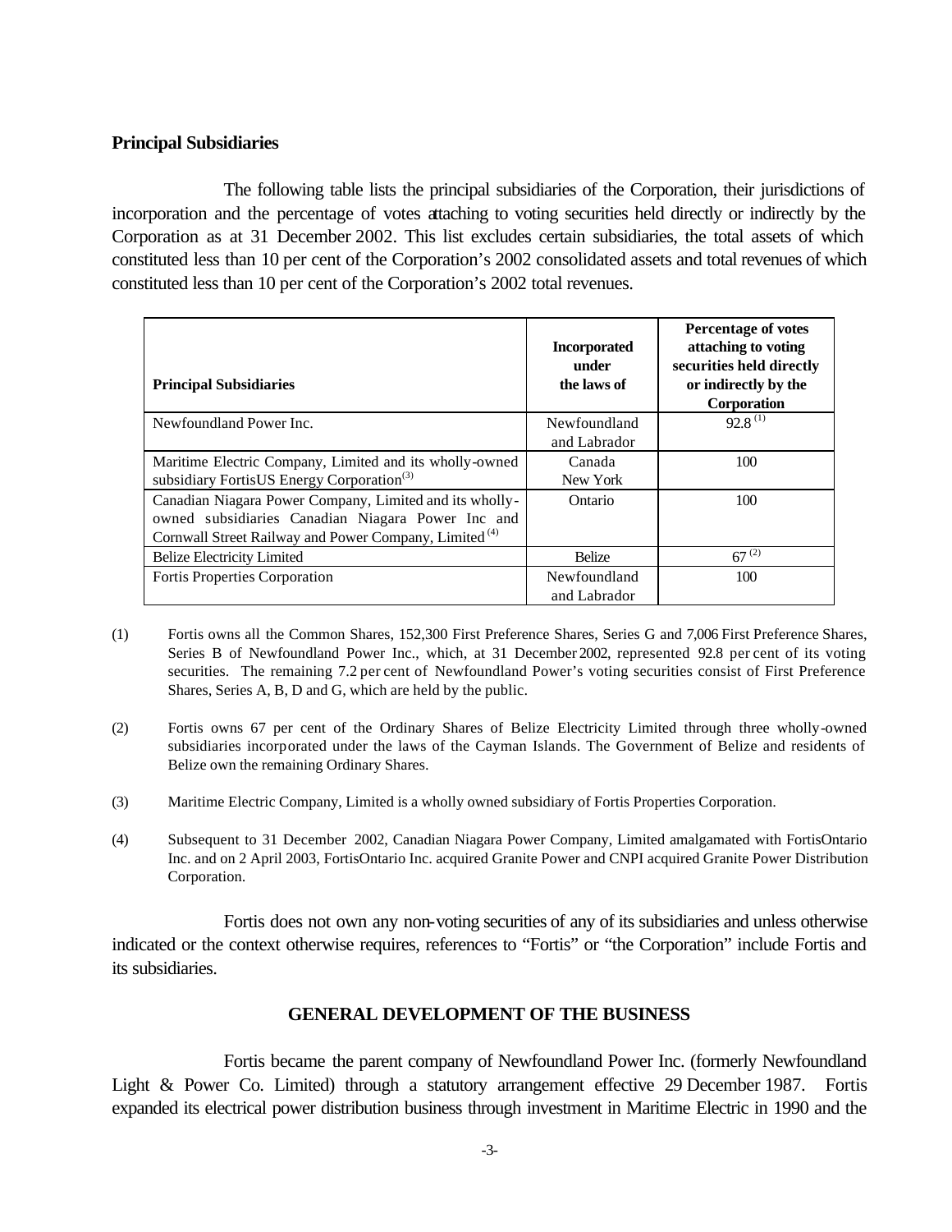## Principal Subsidiaries

The following table lists the principal subsidiaries of the Corporation, their jurisdictions of incorporation and the percentage of votes attaching to voting securities held directly or indirectly by the Corporation as at 31 December 2002. This list excludes certain subsidiaries, the total assets of which constituted less than 10 per cent of the Corporation's 2002 consolidated assets and total revenues of which constituted less than 10 per cent of the Corporation's 2002 total revenues.

| Principal Subsidiaries | Incorporated under the laws of | Percentage of votes attaching to voting securities held directly or indirectly by the Corporation |
|---|---|---|
| Newfoundland Power Inc. | Newfoundland and Labrador | 92.8 (1) |
| Maritime Electric Company, Limited and its wholly-owned subsidiary FortisUS Energy Corporation(3) | Canada New York | 100 |
| Canadian Niagara Power Company, Limited and its wholly-owned subsidiaries Canadian Niagara Power Inc and Cornwall Street Railway and Power Company, Limited (4) | Ontario | 100 |
| Belize Electricity Limited | Belize | 67 (2) |
| Fortis Properties Corporation | Newfoundland and Labrador | 100 |

(1) Fortis owns all the Common Shares, 152,300 First Preference Shares, Series G and 7,006 First Preference Shares, Series B of Newfoundland Power Inc., which, at 31 December 2002, represented 92.8 per cent of its voting securities. The remaining 7.2 per cent of Newfoundland Power's voting securities consist of First Preference Shares, Series A, B, D and G, which are held by the public.

(2) Fortis owns 67 per cent of the Ordinary Shares of Belize Electricity Limited through three wholly-owned subsidiaries incorporated under the laws of the Cayman Islands. The Government of Belize and residents of Belize own the remaining Ordinary Shares.

(3) Maritime Electric Company, Limited is a wholly owned subsidiary of Fortis Properties Corporation.

(4) Subsequent to 31 December 2002, Canadian Niagara Power Company, Limited amalgamated with FortisOntario Inc. and on 2 April 2003, FortisOntario Inc. acquired Granite Power and CNPI acquired Granite Power Distribution Corporation.

Fortis does not own any non-voting securities of any of its subsidiaries and unless otherwise indicated or the context otherwise requires, references to "Fortis" or "the Corporation" include Fortis and its subsidiaries.

## GENERAL DEVELOPMENT OF THE BUSINESS

Fortis became the parent company of Newfoundland Power Inc. (formerly Newfoundland Light & Power Co. Limited) through a statutory arrangement effective 29 December 1987. Fortis expanded its electrical power distribution business through investment in Maritime Electric in 1990 and the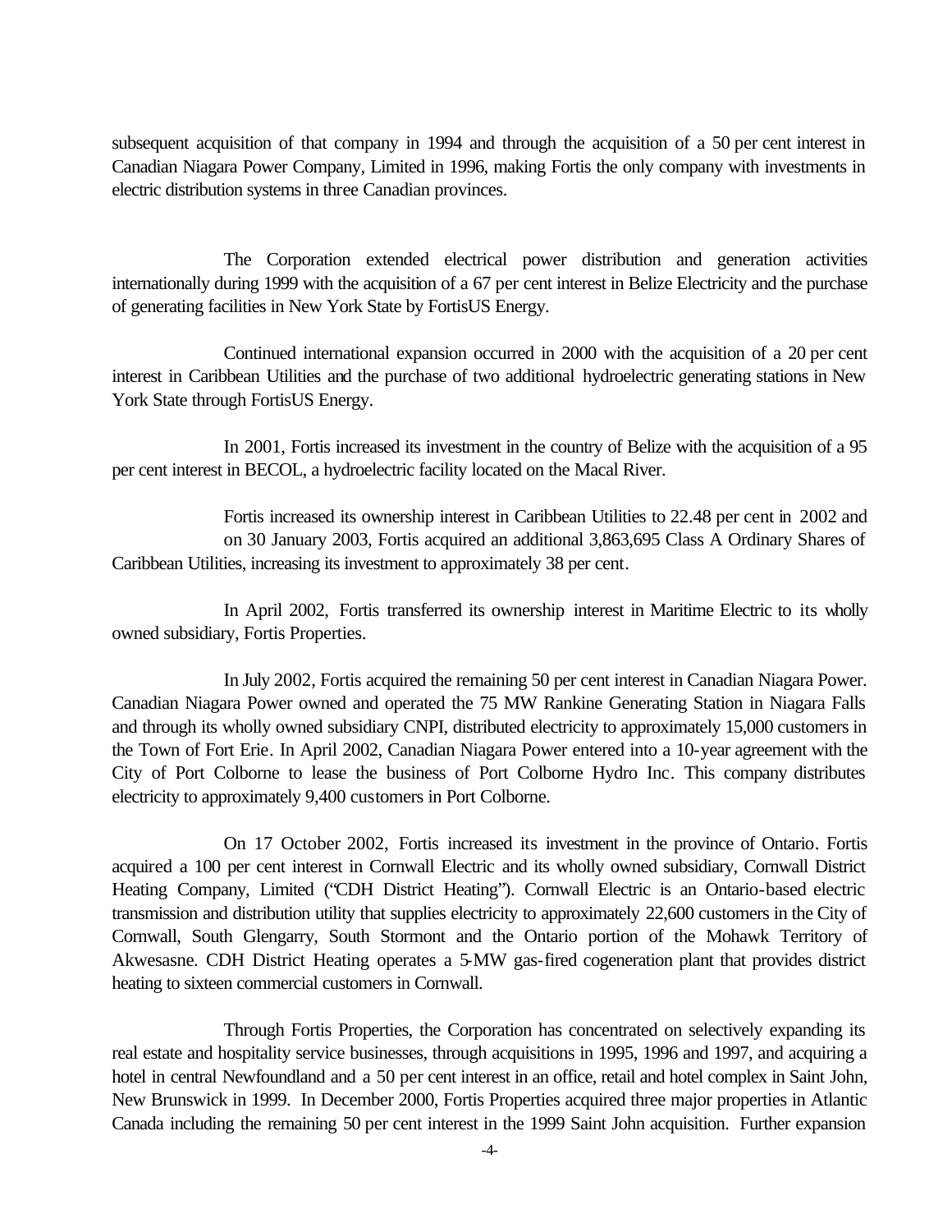subsequent acquisition of that company in 1994 and through the acquisition of a 50 per cent interest in Canadian Niagara Power Company, Limited in 1996, making Fortis the only company with investments in electric distribution systems in three Canadian provinces.

The Corporation extended electrical power distribution and generation activities internationally during 1999 with the acquisition of a 67 per cent interest in Belize Electricity and the purchase of generating facilities in New York State by FortisUS Energy.

Continued international expansion occurred in 2000 with the acquisition of a 20 per cent interest in Caribbean Utilities and the purchase of two additional hydroelectric generating stations in New York State through FortisUS Energy.

In 2001, Fortis increased its investment in the country of Belize with the acquisition of a 95 per cent interest in BECOL, a hydroelectric facility located on the Macal River.

Fortis increased its ownership interest in Caribbean Utilities to 22.48 per cent in 2002 and on 30 January 2003, Fortis acquired an additional 3,863,695 Class A Ordinary Shares of Caribbean Utilities, increasing its investment to approximately 38 per cent.

In April 2002, Fortis transferred its ownership interest in Maritime Electric to its wholly owned subsidiary, Fortis Properties.

In July 2002, Fortis acquired the remaining 50 per cent interest in Canadian Niagara Power. Canadian Niagara Power owned and operated the 75 MW Rankine Generating Station in Niagara Falls and through its wholly owned subsidiary CNPI, distributed electricity to approximately 15,000 customers in the Town of Fort Erie. In April 2002, Canadian Niagara Power entered into a 10-year agreement with the City of Port Colborne to lease the business of Port Colborne Hydro Inc. This company distributes electricity to approximately 9,400 customers in Port Colborne.

On 17 October 2002, Fortis increased its investment in the province of Ontario. Fortis acquired a 100 per cent interest in Cornwall Electric and its wholly owned subsidiary, Cornwall District Heating Company, Limited ("CDH District Heating"). Cornwall Electric is an Ontario-based electric transmission and distribution utility that supplies electricity to approximately 22,600 customers in the City of Cornwall, South Glengarry, South Stormont and the Ontario portion of the Mohawk Territory of Akwesasne. CDH District Heating operates a 5-MW gas-fired cogeneration plant that provides district heating to sixteen commercial customers in Cornwall.

Through Fortis Properties, the Corporation has concentrated on selectively expanding its real estate and hospitality service businesses, through acquisitions in 1995, 1996 and 1997, and acquiring a hotel in central Newfoundland and a 50 per cent interest in an office, retail and hotel complex in Saint John, New Brunswick in 1999. In December 2000, Fortis Properties acquired three major properties in Atlantic Canada including the remaining 50 per cent interest in the 1999 Saint John acquisition. Further expansion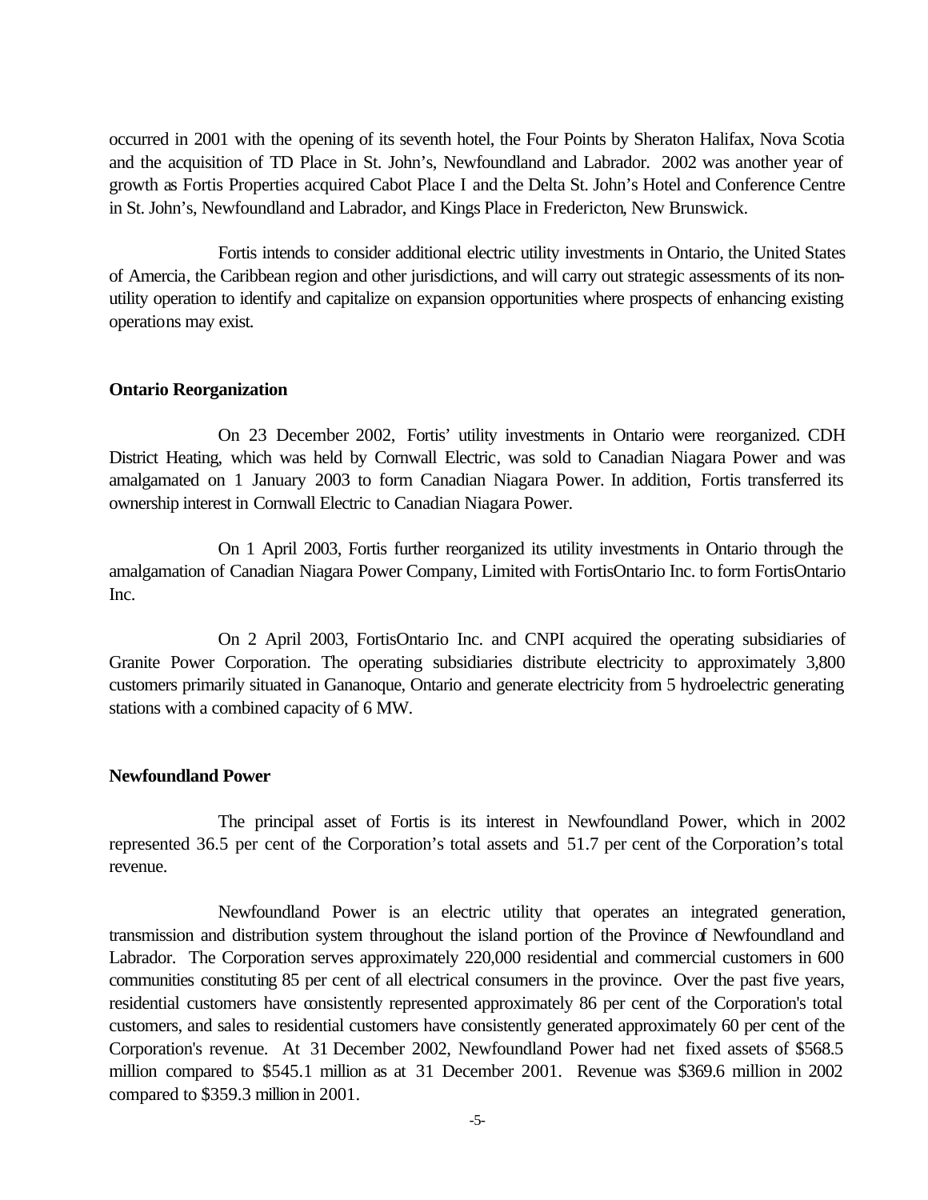occurred in 2001 with the opening of its seventh hotel, the Four Points by Sheraton Halifax, Nova Scotia and the acquisition of TD Place in St. John's, Newfoundland and Labrador. 2002 was another year of growth as Fortis Properties acquired Cabot Place I and the Delta St. John's Hotel and Conference Centre in St. John's, Newfoundland and Labrador, and Kings Place in Fredericton, New Brunswick.

Fortis intends to consider additional electric utility investments in Ontario, the United States of Amercia, the Caribbean region and other jurisdictions, and will carry out strategic assessments of its non-utility operation to identify and capitalize on expansion opportunities where prospects of enhancing existing operations may exist.

**Ontario Reorganization**

On 23 December 2002, Fortis' utility investments in Ontario were reorganized. CDH District Heating, which was held by Cornwall Electric, was sold to Canadian Niagara Power and was amalgamated on 1 January 2003 to form Canadian Niagara Power. In addition, Fortis transferred its ownership interest in Cornwall Electric to Canadian Niagara Power.

On 1 April 2003, Fortis further reorganized its utility investments in Ontario through the amalgamation of Canadian Niagara Power Company, Limited with FortisOntario Inc. to form FortisOntario Inc.

On 2 April 2003, FortisOntario Inc. and CNPI acquired the operating subsidiaries of Granite Power Corporation. The operating subsidiaries distribute electricity to approximately 3,800 customers primarily situated in Gananoque, Ontario and generate electricity from 5 hydroelectric generating stations with a combined capacity of 6 MW.

**Newfoundland Power**

The principal asset of Fortis is its interest in Newfoundland Power, which in 2002 represented 36.5 per cent of the Corporation's total assets and 51.7 per cent of the Corporation's total revenue.

Newfoundland Power is an electric utility that operates an integrated generation, transmission and distribution system throughout the island portion of the Province of Newfoundland and Labrador. The Corporation serves approximately 220,000 residential and commercial customers in 600 communities constituting 85 per cent of all electrical consumers in the province. Over the past five years, residential customers have consistently represented approximately 86 per cent of the Corporation's total customers, and sales to residential customers have consistently generated approximately 60 per cent of the Corporation's revenue. At 31 December 2002, Newfoundland Power had net fixed assets of $568.5 million compared to $545.1 million as at 31 December 2001. Revenue was $369.6 million in 2002 compared to $359.3 million in 2001.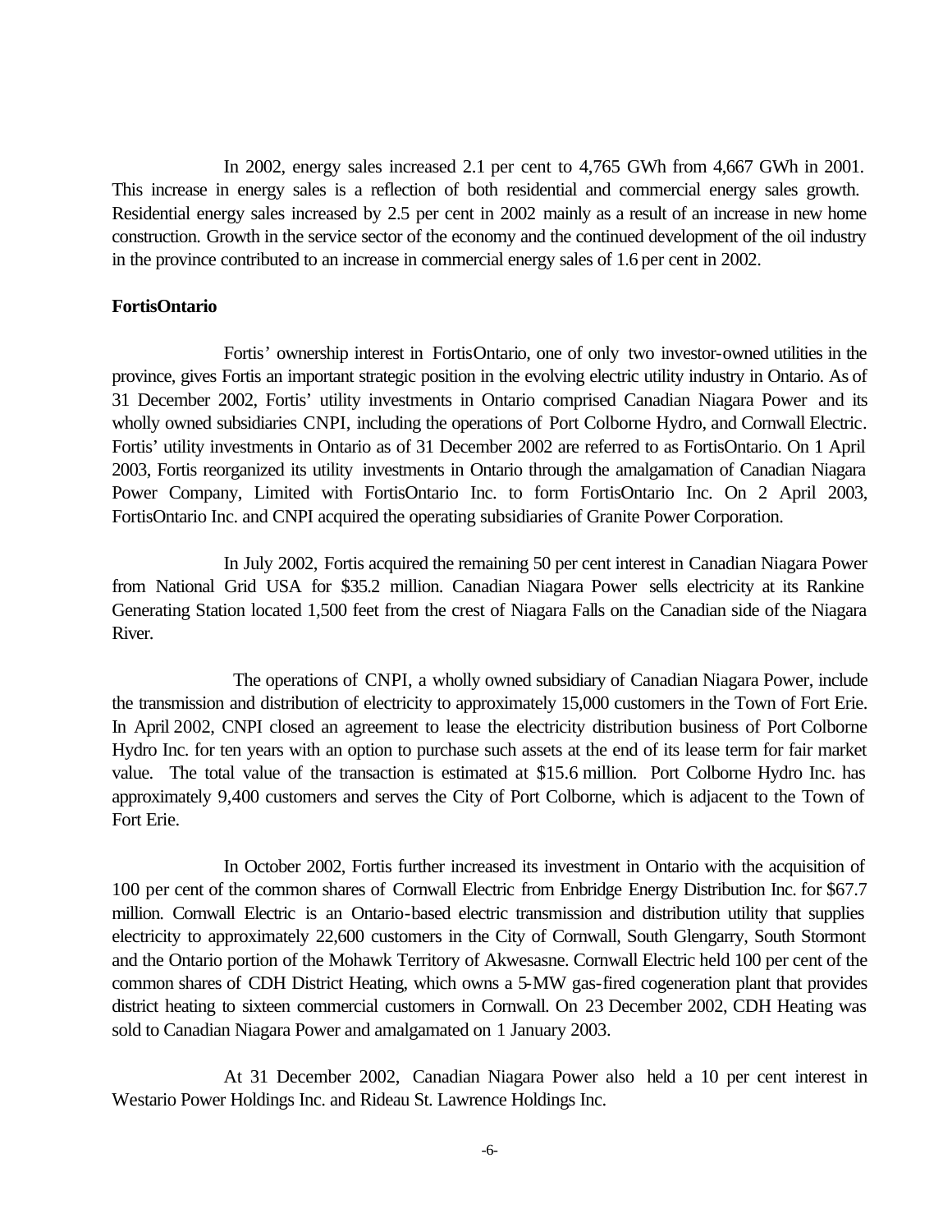In 2002, energy sales increased 2.1 per cent to 4,765 GWh from 4,667 GWh in 2001. This increase in energy sales is a reflection of both residential and commercial energy sales growth. Residential energy sales increased by 2.5 per cent in 2002 mainly as a result of an increase in new home construction. Growth in the service sector of the economy and the continued development of the oil industry in the province contributed to an increase in commercial energy sales of 1.6 per cent in 2002.

**FortisOntario**

Fortis' ownership interest in FortisOntario, one of only two investor-owned utilities in the province, gives Fortis an important strategic position in the evolving electric utility industry in Ontario. As of 31 December 2002, Fortis' utility investments in Ontario comprised Canadian Niagara Power and its wholly owned subsidiaries CNPI, including the operations of Port Colborne Hydro, and Cornwall Electric. Fortis' utility investments in Ontario as of 31 December 2002 are referred to as FortisOntario. On 1 April 2003, Fortis reorganized its utility investments in Ontario through the amalgamation of Canadian Niagara Power Company, Limited with FortisOntario Inc. to form FortisOntario Inc. On 2 April 2003, FortisOntario Inc. and CNPI acquired the operating subsidiaries of Granite Power Corporation.

In July 2002, Fortis acquired the remaining 50 per cent interest in Canadian Niagara Power from National Grid USA for $35.2 million. Canadian Niagara Power sells electricity at its Rankine Generating Station located 1,500 feet from the crest of Niagara Falls on the Canadian side of the Niagara River.

The operations of CNPI, a wholly owned subsidiary of Canadian Niagara Power, include the transmission and distribution of electricity to approximately 15,000 customers in the Town of Fort Erie. In April 2002, CNPI closed an agreement to lease the electricity distribution business of Port Colborne Hydro Inc. for ten years with an option to purchase such assets at the end of its lease term for fair market value. The total value of the transaction is estimated at $15.6 million. Port Colborne Hydro Inc. has approximately 9,400 customers and serves the City of Port Colborne, which is adjacent to the Town of Fort Erie.

In October 2002, Fortis further increased its investment in Ontario with the acquisition of 100 per cent of the common shares of Cornwall Electric from Enbridge Energy Distribution Inc. for $67.7 million. Cornwall Electric is an Ontario-based electric transmission and distribution utility that supplies electricity to approximately 22,600 customers in the City of Cornwall, South Glengarry, South Stormont and the Ontario portion of the Mohawk Territory of Akwesasne. Cornwall Electric held 100 per cent of the common shares of CDH District Heating, which owns a 5-MW gas-fired cogeneration plant that provides district heating to sixteen commercial customers in Cornwall. On 23 December 2002, CDH Heating was sold to Canadian Niagara Power and amalgamated on 1 January 2003.

At 31 December 2002, Canadian Niagara Power also held a 10 per cent interest in Westario Power Holdings Inc. and Rideau St. Lawrence Holdings Inc.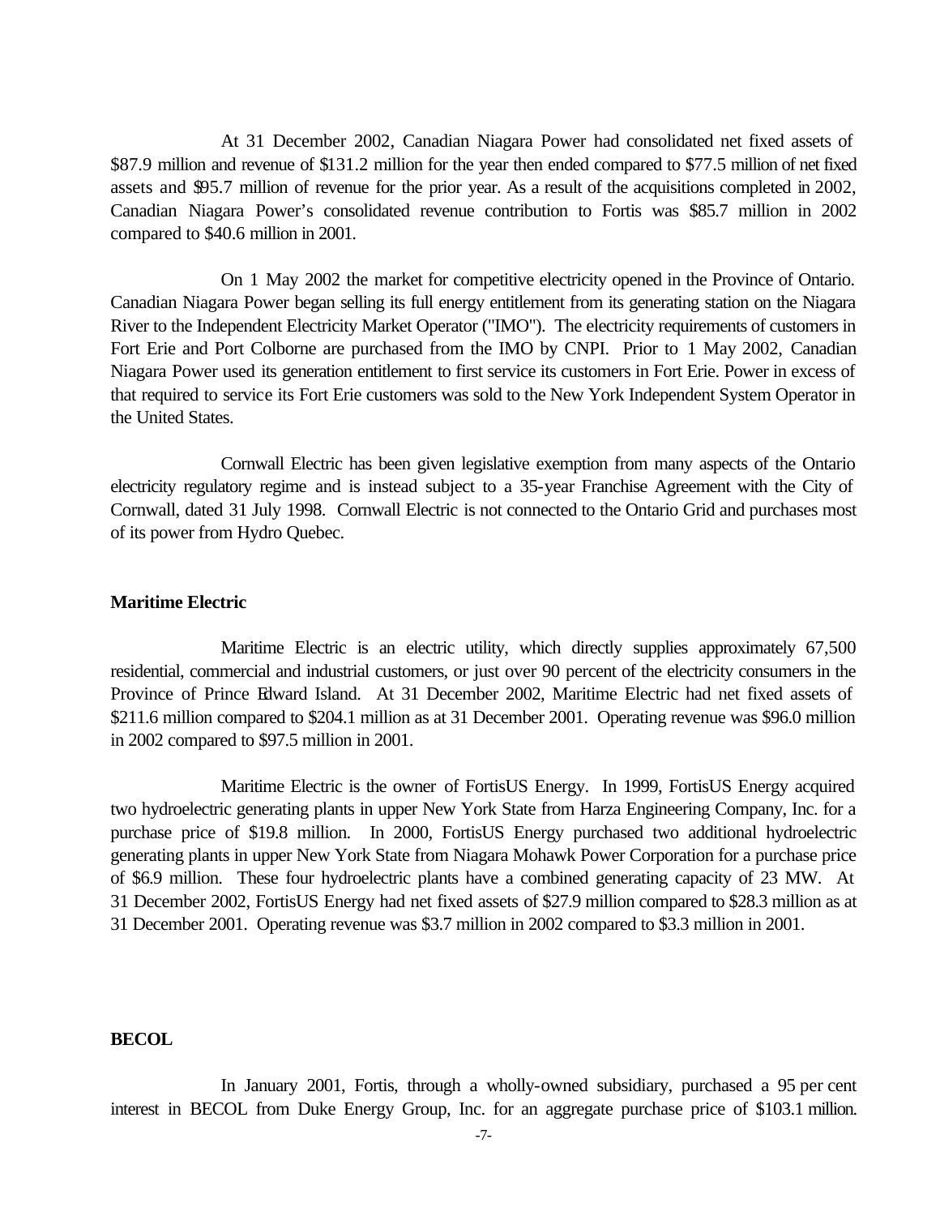At 31 December 2002, Canadian Niagara Power had consolidated net fixed assets of $87.9 million and revenue of $131.2 million for the year then ended compared to $77.5 million of net fixed assets and $95.7 million of revenue for the prior year. As a result of the acquisitions completed in 2002, Canadian Niagara Power's consolidated revenue contribution to Fortis was $85.7 million in 2002 compared to $40.6 million in 2001.

On 1 May 2002 the market for competitive electricity opened in the Province of Ontario. Canadian Niagara Power began selling its full energy entitlement from its generating station on the Niagara River to the Independent Electricity Market Operator ("IMO"). The electricity requirements of customers in Fort Erie and Port Colborne are purchased from the IMO by CNPI. Prior to 1 May 2002, Canadian Niagara Power used its generation entitlement to first service its customers in Fort Erie. Power in excess of that required to service its Fort Erie customers was sold to the New York Independent System Operator in the United States.

Cornwall Electric has been given legislative exemption from many aspects of the Ontario electricity regulatory regime and is instead subject to a 35-year Franchise Agreement with the City of Cornwall, dated 31 July 1998. Cornwall Electric is not connected to the Ontario Grid and purchases most of its power from Hydro Quebec.

**Maritime Electric**

Maritime Electric is an electric utility, which directly supplies approximately 67,500 residential, commercial and industrial customers, or just over 90 percent of the electricity consumers in the Province of Prince Edward Island. At 31 December 2002, Maritime Electric had net fixed assets of $211.6 million compared to $204.1 million as at 31 December 2001. Operating revenue was $96.0 million in 2002 compared to $97.5 million in 2001.

Maritime Electric is the owner of FortisUS Energy. In 1999, FortisUS Energy acquired two hydroelectric generating plants in upper New York State from Harza Engineering Company, Inc. for a purchase price of $19.8 million. In 2000, FortisUS Energy purchased two additional hydroelectric generating plants in upper New York State from Niagara Mohawk Power Corporation for a purchase price of $6.9 million. These four hydroelectric plants have a combined generating capacity of 23 MW. At 31 December 2002, FortisUS Energy had net fixed assets of $27.9 million compared to $28.3 million as at 31 December 2001. Operating revenue was $3.7 million in 2002 compared to $3.3 million in 2001.

**BECOL**

In January 2001, Fortis, through a wholly-owned subsidiary, purchased a 95 per cent interest in BECOL from Duke Energy Group, Inc. for an aggregate purchase price of $103.1 million.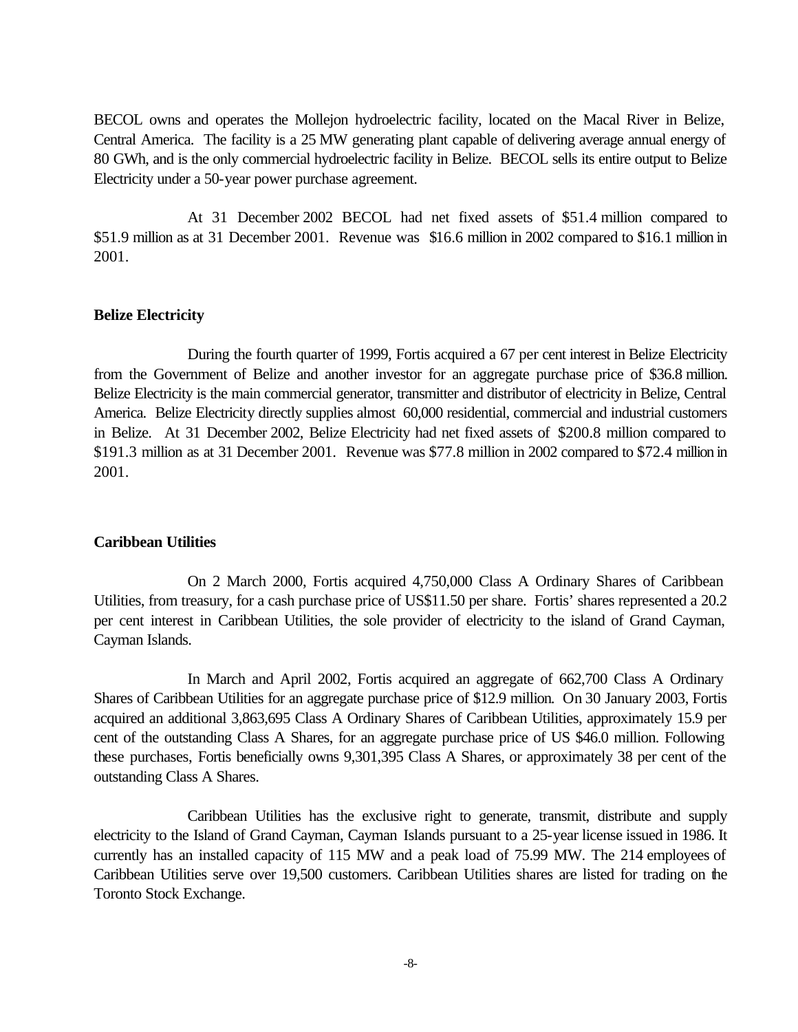BECOL owns and operates the Mollejon hydroelectric facility, located on the Macal River in Belize, Central America. The facility is a 25 MW generating plant capable of delivering average annual energy of 80 GWh, and is the only commercial hydroelectric facility in Belize. BECOL sells its entire output to Belize Electricity under a 50-year power purchase agreement.

At 31 December 2002 BECOL had net fixed assets of \$51.4 million compared to \$51.9 million as at 31 December 2001. Revenue was \$16.6 million in 2002 compared to \$16.1 million in 2001.

**Belize Electricity**

During the fourth quarter of 1999, Fortis acquired a 67 per cent interest in Belize Electricity from the Government of Belize and another investor for an aggregate purchase price of \$36.8 million. Belize Electricity is the main commercial generator, transmitter and distributor of electricity in Belize, Central America. Belize Electricity directly supplies almost 60,000 residential, commercial and industrial customers in Belize. At 31 December 2002, Belize Electricity had net fixed assets of \$200.8 million compared to \$191.3 million as at 31 December 2001. Revenue was \$77.8 million in 2002 compared to \$72.4 million in 2001.

**Caribbean Utilities**

On 2 March 2000, Fortis acquired 4,750,000 Class A Ordinary Shares of Caribbean Utilities, from treasury, for a cash purchase price of US\$11.50 per share. Fortis' shares represented a 20.2 per cent interest in Caribbean Utilities, the sole provider of electricity to the island of Grand Cayman, Cayman Islands.

In March and April 2002, Fortis acquired an aggregate of 662,700 Class A Ordinary Shares of Caribbean Utilities for an aggregate purchase price of \$12.9 million. On 30 January 2003, Fortis acquired an additional 3,863,695 Class A Ordinary Shares of Caribbean Utilities, approximately 15.9 per cent of the outstanding Class A Shares, for an aggregate purchase price of US \$46.0 million. Following these purchases, Fortis beneficially owns 9,301,395 Class A Shares, or approximately 38 per cent of the outstanding Class A Shares.

Caribbean Utilities has the exclusive right to generate, transmit, distribute and supply electricity to the Island of Grand Cayman, Cayman Islands pursuant to a 25-year license issued in 1986. It currently has an installed capacity of 115 MW and a peak load of 75.99 MW. The 214 employees of Caribbean Utilities serve over 19,500 customers. Caribbean Utilities shares are listed for trading on the Toronto Stock Exchange.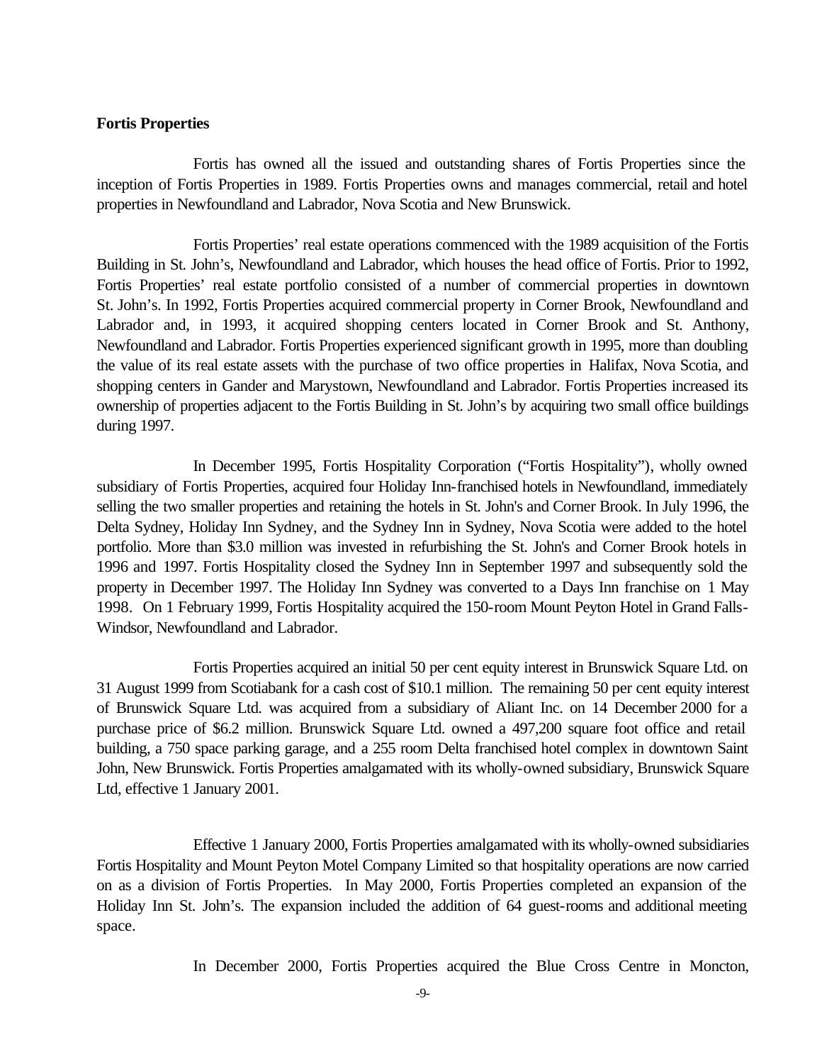**Fortis Properties**

Fortis has owned all the issued and outstanding shares of Fortis Properties since the inception of Fortis Properties in 1989. Fortis Properties owns and manages commercial, retail and hotel properties in Newfoundland and Labrador, Nova Scotia and New Brunswick.

Fortis Properties' real estate operations commenced with the 1989 acquisition of the Fortis Building in St. John's, Newfoundland and Labrador, which houses the head office of Fortis. Prior to 1992, Fortis Properties' real estate portfolio consisted of a number of commercial properties in downtown St. John's. In 1992, Fortis Properties acquired commercial property in Corner Brook, Newfoundland and Labrador and, in 1993, it acquired shopping centers located in Corner Brook and St. Anthony, Newfoundland and Labrador. Fortis Properties experienced significant growth in 1995, more than doubling the value of its real estate assets with the purchase of two office properties in Halifax, Nova Scotia, and shopping centers in Gander and Marystown, Newfoundland and Labrador. Fortis Properties increased its ownership of properties adjacent to the Fortis Building in St. John's by acquiring two small office buildings during 1997.

In December 1995, Fortis Hospitality Corporation ("Fortis Hospitality"), wholly owned subsidiary of Fortis Properties, acquired four Holiday Inn-franchised hotels in Newfoundland, immediately selling the two smaller properties and retaining the hotels in St. John's and Corner Brook. In July 1996, the Delta Sydney, Holiday Inn Sydney, and the Sydney Inn in Sydney, Nova Scotia were added to the hotel portfolio. More than $3.0 million was invested in refurbishing the St. John's and Corner Brook hotels in 1996 and 1997. Fortis Hospitality closed the Sydney Inn in September 1997 and subsequently sold the property in December 1997. The Holiday Inn Sydney was converted to a Days Inn franchise on 1 May 1998. On 1 February 1999, Fortis Hospitality acquired the 150-room Mount Peyton Hotel in Grand Falls-Windsor, Newfoundland and Labrador.

Fortis Properties acquired an initial 50 per cent equity interest in Brunswick Square Ltd. on 31 August 1999 from Scotiabank for a cash cost of $10.1 million. The remaining 50 per cent equity interest of Brunswick Square Ltd. was acquired from a subsidiary of Aliant Inc. on 14 December 2000 for a purchase price of $6.2 million. Brunswick Square Ltd. owned a 497,200 square foot office and retail building, a 750 space parking garage, and a 255 room Delta franchised hotel complex in downtown Saint John, New Brunswick. Fortis Properties amalgamated with its wholly-owned subsidiary, Brunswick Square Ltd, effective 1 January 2001.

Effective 1 January 2000, Fortis Properties amalgamated with its wholly-owned subsidiaries Fortis Hospitality and Mount Peyton Motel Company Limited so that hospitality operations are now carried on as a division of Fortis Properties. In May 2000, Fortis Properties completed an expansion of the Holiday Inn St. John's. The expansion included the addition of 64 guest-rooms and additional meeting space.

In December 2000, Fortis Properties acquired the Blue Cross Centre in Moncton,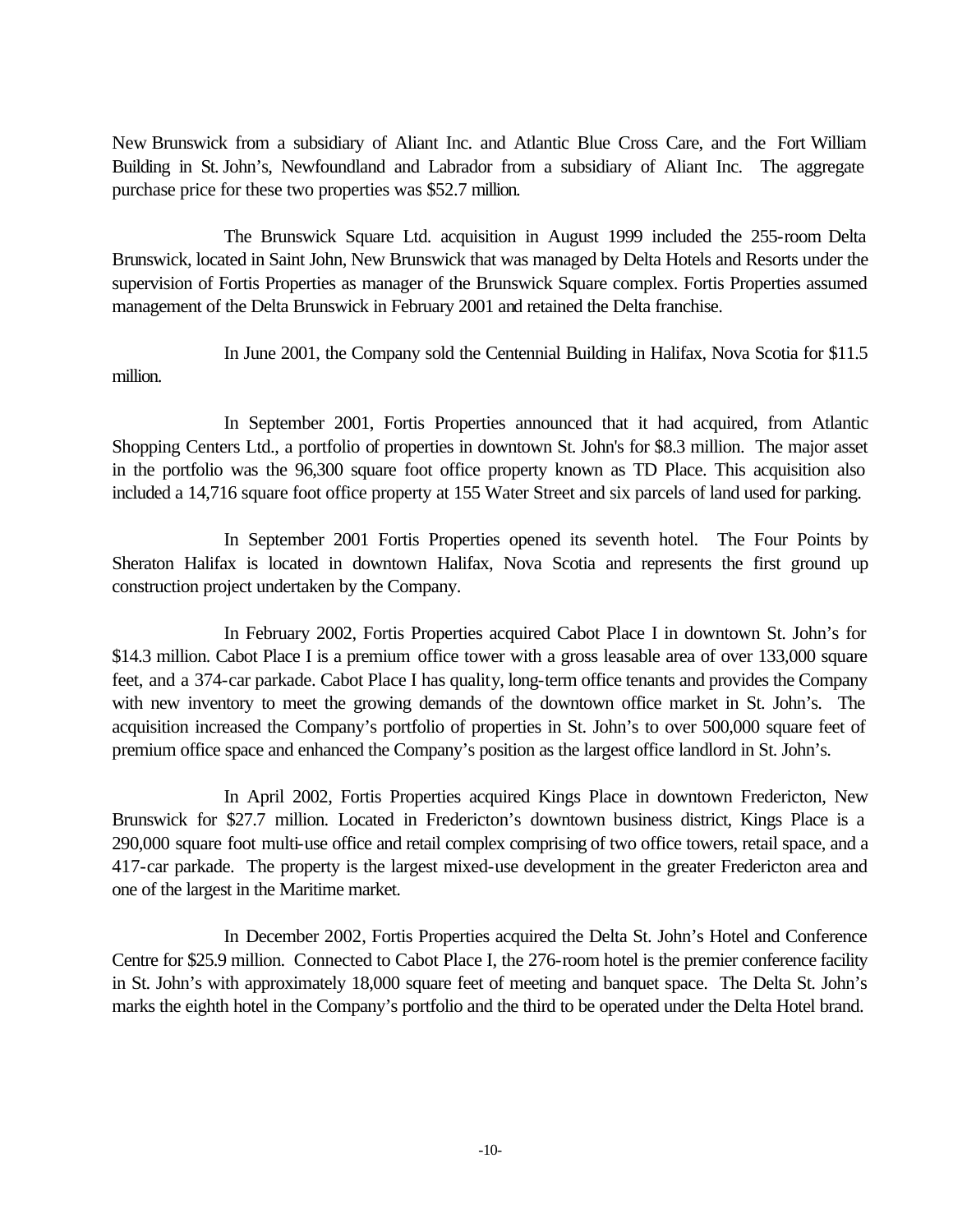New Brunswick from a subsidiary of Aliant Inc. and Atlantic Blue Cross Care, and the Fort William Building in St. John's, Newfoundland and Labrador from a subsidiary of Aliant Inc. The aggregate purchase price for these two properties was $52.7 million.

The Brunswick Square Ltd. acquisition in August 1999 included the 255-room Delta Brunswick, located in Saint John, New Brunswick that was managed by Delta Hotels and Resorts under the supervision of Fortis Properties as manager of the Brunswick Square complex. Fortis Properties assumed management of the Delta Brunswick in February 2001 and retained the Delta franchise.

In June 2001, the Company sold the Centennial Building in Halifax, Nova Scotia for $11.5 million.

In September 2001, Fortis Properties announced that it had acquired, from Atlantic Shopping Centers Ltd., a portfolio of properties in downtown St. John's for $8.3 million. The major asset in the portfolio was the 96,300 square foot office property known as TD Place. This acquisition also included a 14,716 square foot office property at 155 Water Street and six parcels of land used for parking.

In September 2001 Fortis Properties opened its seventh hotel. The Four Points by Sheraton Halifax is located in downtown Halifax, Nova Scotia and represents the first ground up construction project undertaken by the Company.

In February 2002, Fortis Properties acquired Cabot Place I in downtown St. John's for $14.3 million. Cabot Place I is a premium office tower with a gross leasable area of over 133,000 square feet, and a 374-car parkade. Cabot Place I has quality, long-term office tenants and provides the Company with new inventory to meet the growing demands of the downtown office market in St. John's. The acquisition increased the Company's portfolio of properties in St. John's to over 500,000 square feet of premium office space and enhanced the Company's position as the largest office landlord in St. John's.

In April 2002, Fortis Properties acquired Kings Place in downtown Fredericton, New Brunswick for $27.7 million. Located in Fredericton's downtown business district, Kings Place is a 290,000 square foot multi-use office and retail complex comprising of two office towers, retail space, and a 417-car parkade. The property is the largest mixed-use development in the greater Fredericton area and one of the largest in the Maritime market.

In December 2002, Fortis Properties acquired the Delta St. John's Hotel and Conference Centre for $25.9 million. Connected to Cabot Place I, the 276-room hotel is the premier conference facility in St. John's with approximately 18,000 square feet of meeting and banquet space. The Delta St. John's marks the eighth hotel in the Company's portfolio and the third to be operated under the Delta Hotel brand.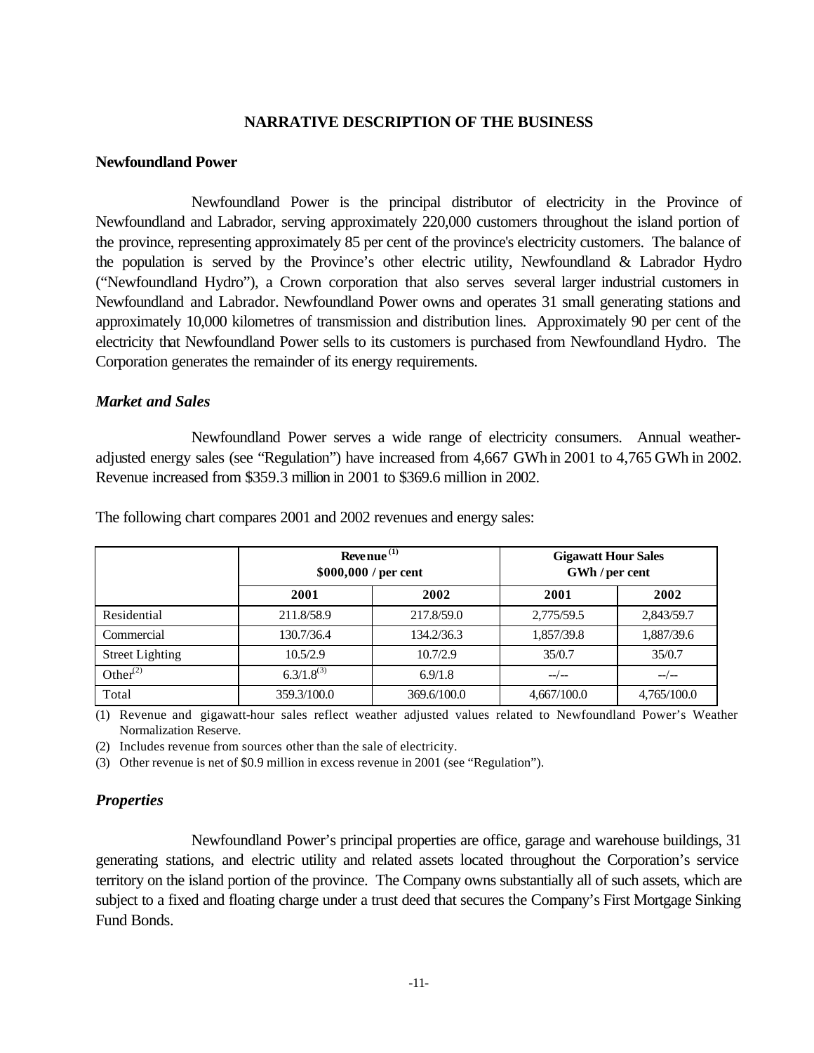## NARRATIVE DESCRIPTION OF THE BUSINESS

### Newfoundland Power

Newfoundland Power is the principal distributor of electricity in the Province of Newfoundland and Labrador, serving approximately 220,000 customers throughout the island portion of the province, representing approximately 85 per cent of the province's electricity customers. The balance of the population is served by the Province's other electric utility, Newfoundland & Labrador Hydro ("Newfoundland Hydro"), a Crown corporation that also serves several larger industrial customers in Newfoundland and Labrador. Newfoundland Power owns and operates 31 small generating stations and approximately 10,000 kilometres of transmission and distribution lines. Approximately 90 per cent of the electricity that Newfoundland Power sells to its customers is purchased from Newfoundland Hydro. The Corporation generates the remainder of its energy requirements.

#### *Market and Sales*

Newfoundland Power serves a wide range of electricity consumers. Annual weather-adjusted energy sales (see "Regulation") have increased from 4,667 GWh in 2001 to 4,765 GWh in 2002. Revenue increased from $359.3 million in 2001 to $369.6 million in 2002.

The following chart compares 2001 and 2002 revenues and energy sales:

| | Revenue [1] $000,000 / per cent | | Gigawatt Hour Sales GWh / per cent | |
|---|---|---|---|---|
| | **2001** | **2002** | **2001** | **2002** |
| Residential | 211.8/58.9 | 217.8/59.0 | 2,775/59.5 | 2,843/59.7 |
| Commercial | 130.7/36.4 | 134.2/36.3 | 1,857/39.8 | 1,887/39.6 |
| Street Lighting | 10.5/2.9 | 10.7/2.9 | 35/0.7 | 35/0.7 |
| Other[2] | 6.3/1.8[3] | 6.9/1.8 | --/-- | --/-- |
| Total | 359.3/100.0 | 369.6/100.0 | 4,667/100.0 | 4,765/100.0 |

(1) Revenue and gigawatt-hour sales reflect weather adjusted values related to Newfoundland Power's Weather Normalization Reserve.

(2) Includes revenue from sources other than the sale of electricity.

(3) Other revenue is net of $0.9 million in excess revenue in 2001 (see "Regulation").

#### *Properties*

Newfoundland Power's principal properties are office, garage and warehouse buildings, 31 generating stations, and electric utility and related assets located throughout the Corporation's service territory on the island portion of the province. The Company owns substantially all of such assets, which are subject to a fixed and floating charge under a trust deed that secures the Company's First Mortgage Sinking Fund Bonds.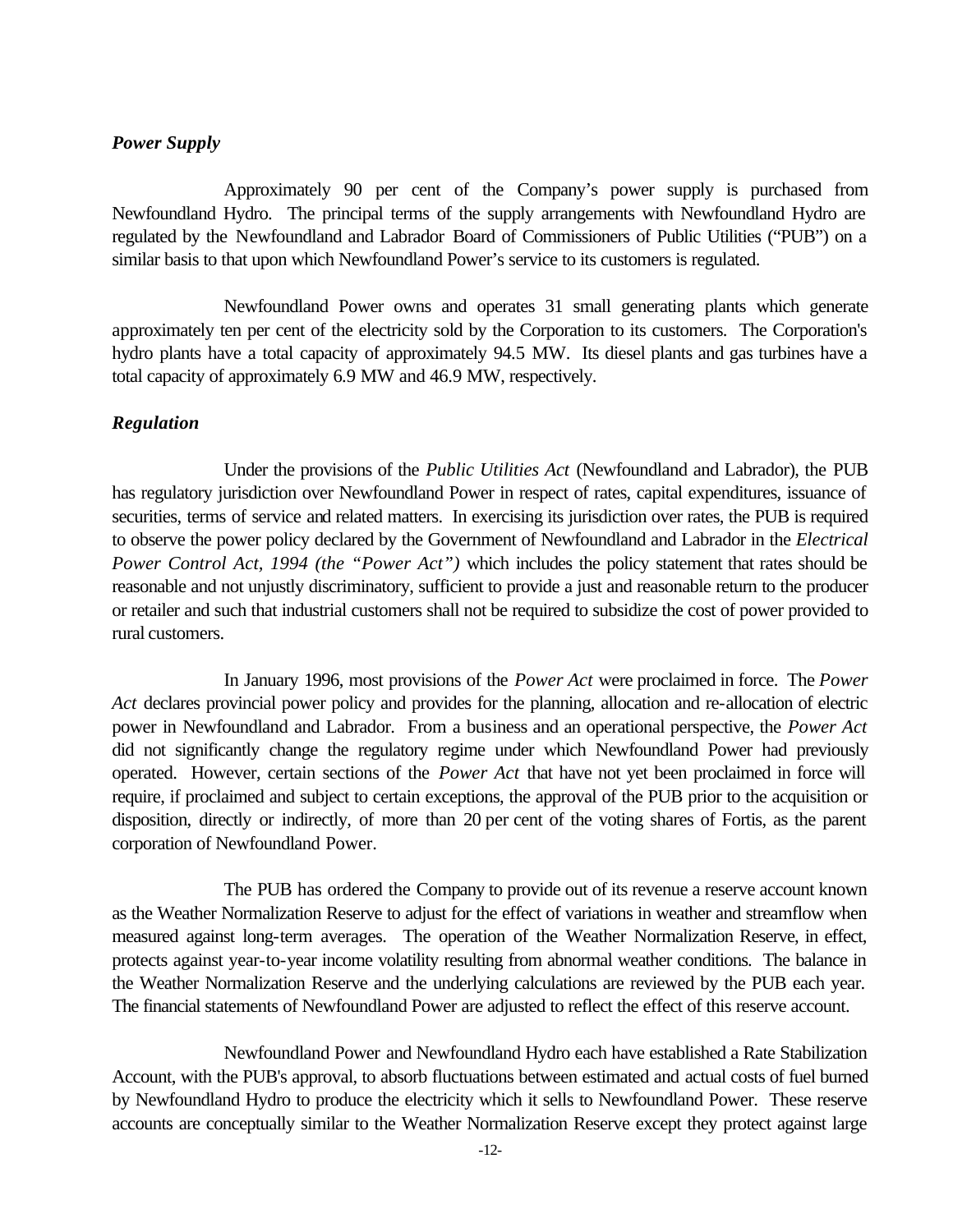### *Power Supply*

Approximately 90 per cent of the Company's power supply is purchased from Newfoundland Hydro. The principal terms of the supply arrangements with Newfoundland Hydro are regulated by the Newfoundland and Labrador Board of Commissioners of Public Utilities ("PUB") on a similar basis to that upon which Newfoundland Power's service to its customers is regulated.

Newfoundland Power owns and operates 31 small generating plants which generate approximately ten per cent of the electricity sold by the Corporation to its customers. The Corporation's hydro plants have a total capacity of approximately 94.5 MW. Its diesel plants and gas turbines have a total capacity of approximately 6.9 MW and 46.9 MW, respectively.

### *Regulation*

Under the provisions of the *Public Utilities Act* (Newfoundland and Labrador), the PUB has regulatory jurisdiction over Newfoundland Power in respect of rates, capital expenditures, issuance of securities, terms of service and related matters. In exercising its jurisdiction over rates, the PUB is required to observe the power policy declared by the Government of Newfoundland and Labrador in the *Electrical Power Control Act, 1994 (the "Power Act")* which includes the policy statement that rates should be reasonable and not unjustly discriminatory, sufficient to provide a just and reasonable return to the producer or retailer and such that industrial customers shall not be required to subsidize the cost of power provided to rural customers.

In January 1996, most provisions of the *Power Act* were proclaimed in force. The *Power Act* declares provincial power policy and provides for the planning, allocation and re-allocation of electric power in Newfoundland and Labrador. From a business and an operational perspective, the *Power Act* did not significantly change the regulatory regime under which Newfoundland Power had previously operated. However, certain sections of the *Power Act* that have not yet been proclaimed in force will require, if proclaimed and subject to certain exceptions, the approval of the PUB prior to the acquisition or disposition, directly or indirectly, of more than 20 per cent of the voting shares of Fortis, as the parent corporation of Newfoundland Power.

The PUB has ordered the Company to provide out of its revenue a reserve account known as the Weather Normalization Reserve to adjust for the effect of variations in weather and streamflow when measured against long-term averages. The operation of the Weather Normalization Reserve, in effect, protects against year-to-year income volatility resulting from abnormal weather conditions. The balance in the Weather Normalization Reserve and the underlying calculations are reviewed by the PUB each year. The financial statements of Newfoundland Power are adjusted to reflect the effect of this reserve account.

Newfoundland Power and Newfoundland Hydro each have established a Rate Stabilization Account, with the PUB's approval, to absorb fluctuations between estimated and actual costs of fuel burned by Newfoundland Hydro to produce the electricity which it sells to Newfoundland Power. These reserve accounts are conceptually similar to the Weather Normalization Reserve except they protect against large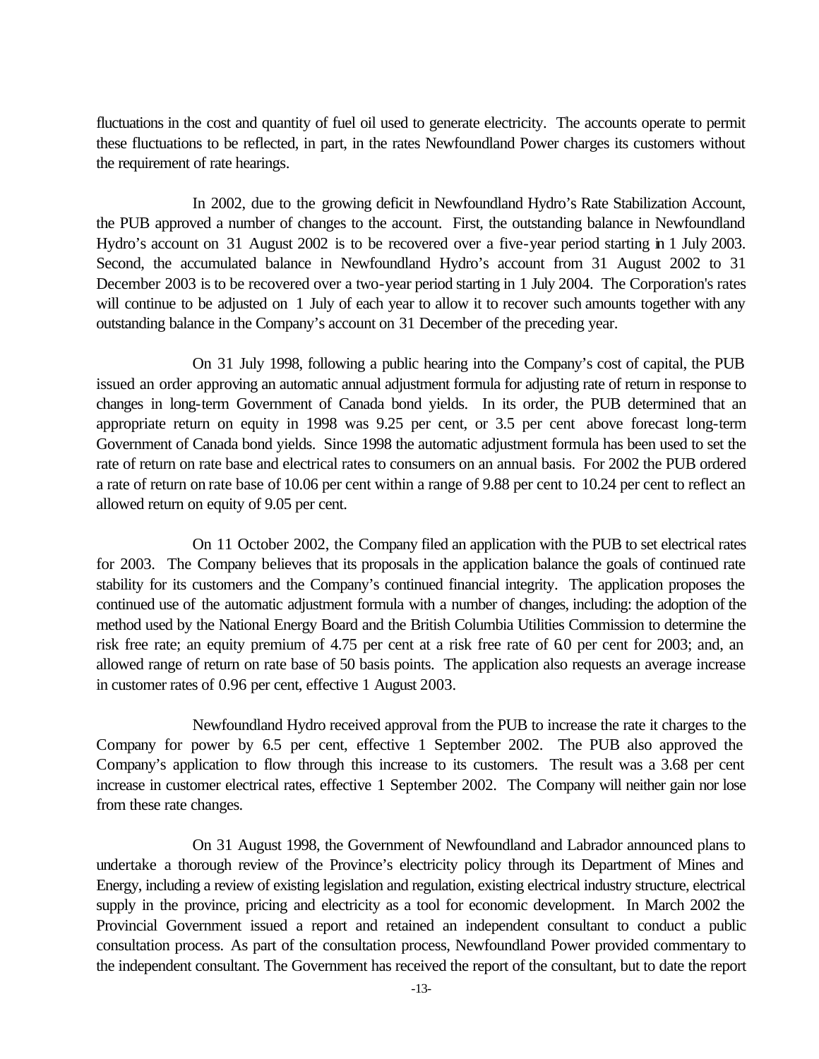fluctuations in the cost and quantity of fuel oil used to generate electricity. The accounts operate to permit these fluctuations to be reflected, in part, in the rates Newfoundland Power charges its customers without the requirement of rate hearings.

In 2002, due to the growing deficit in Newfoundland Hydro's Rate Stabilization Account, the PUB approved a number of changes to the account. First, the outstanding balance in Newfoundland Hydro's account on 31 August 2002 is to be recovered over a five-year period starting in 1 July 2003. Second, the accumulated balance in Newfoundland Hydro's account from 31 August 2002 to 31 December 2003 is to be recovered over a two-year period starting in 1 July 2004. The Corporation's rates will continue to be adjusted on 1 July of each year to allow it to recover such amounts together with any outstanding balance in the Company's account on 31 December of the preceding year.

On 31 July 1998, following a public hearing into the Company's cost of capital, the PUB issued an order approving an automatic annual adjustment formula for adjusting rate of return in response to changes in long-term Government of Canada bond yields. In its order, the PUB determined that an appropriate return on equity in 1998 was 9.25 per cent, or 3.5 per cent above forecast long-term Government of Canada bond yields. Since 1998 the automatic adjustment formula has been used to set the rate of return on rate base and electrical rates to consumers on an annual basis. For 2002 the PUB ordered a rate of return on rate base of 10.06 per cent within a range of 9.88 per cent to 10.24 per cent to reflect an allowed return on equity of 9.05 per cent.

On 11 October 2002, the Company filed an application with the PUB to set electrical rates for 2003. The Company believes that its proposals in the application balance the goals of continued rate stability for its customers and the Company's continued financial integrity. The application proposes the continued use of the automatic adjustment formula with a number of changes, including: the adoption of the method used by the National Energy Board and the British Columbia Utilities Commission to determine the risk free rate; an equity premium of 4.75 per cent at a risk free rate of 6.0 per cent for 2003; and, an allowed range of return on rate base of 50 basis points. The application also requests an average increase in customer rates of 0.96 per cent, effective 1 August 2003.

Newfoundland Hydro received approval from the PUB to increase the rate it charges to the Company for power by 6.5 per cent, effective 1 September 2002. The PUB also approved the Company's application to flow through this increase to its customers. The result was a 3.68 per cent increase in customer electrical rates, effective 1 September 2002. The Company will neither gain nor lose from these rate changes.

On 31 August 1998, the Government of Newfoundland and Labrador announced plans to undertake a thorough review of the Province's electricity policy through its Department of Mines and Energy, including a review of existing legislation and regulation, existing electrical industry structure, electrical supply in the province, pricing and electricity as a tool for economic development. In March 2002 the Provincial Government issued a report and retained an independent consultant to conduct a public consultation process. As part of the consultation process, Newfoundland Power provided commentary to the independent consultant. The Government has received the report of the consultant, but to date the report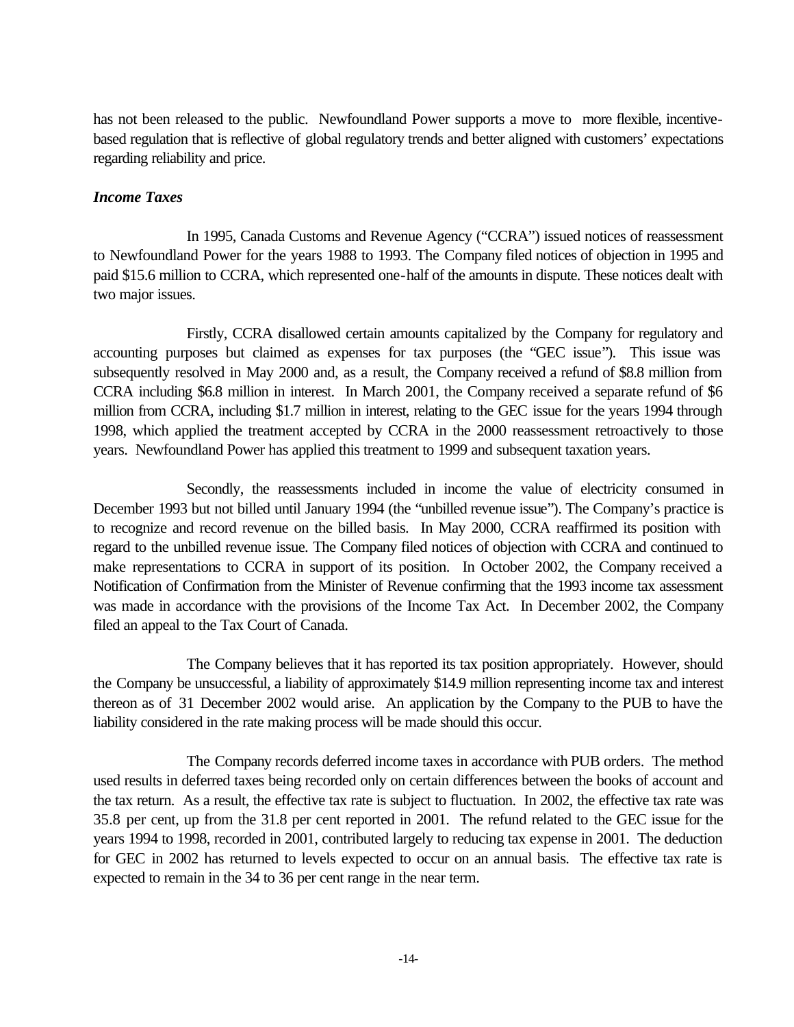has not been released to the public. Newfoundland Power supports a move to more flexible, incentive-based regulation that is reflective of global regulatory trends and better aligned with customers' expectations regarding reliability and price.

***Income Taxes***

In 1995, Canada Customs and Revenue Agency ("CCRA") issued notices of reassessment to Newfoundland Power for the years 1988 to 1993. The Company filed notices of objection in 1995 and paid $15.6 million to CCRA, which represented one-half of the amounts in dispute. These notices dealt with two major issues.

Firstly, CCRA disallowed certain amounts capitalized by the Company for regulatory and accounting purposes but claimed as expenses for tax purposes (the "GEC issue"). This issue was subsequently resolved in May 2000 and, as a result, the Company received a refund of $8.8 million from CCRA including $6.8 million in interest. In March 2001, the Company received a separate refund of $6 million from CCRA, including $1.7 million in interest, relating to the GEC issue for the years 1994 through 1998, which applied the treatment accepted by CCRA in the 2000 reassessment retroactively to those years. Newfoundland Power has applied this treatment to 1999 and subsequent taxation years.

Secondly, the reassessments included in income the value of electricity consumed in December 1993 but not billed until January 1994 (the "unbilled revenue issue"). The Company's practice is to recognize and record revenue on the billed basis. In May 2000, CCRA reaffirmed its position with regard to the unbilled revenue issue. The Company filed notices of objection with CCRA and continued to make representations to CCRA in support of its position. In October 2002, the Company received a Notification of Confirmation from the Minister of Revenue confirming that the 1993 income tax assessment was made in accordance with the provisions of the Income Tax Act. In December 2002, the Company filed an appeal to the Tax Court of Canada.

The Company believes that it has reported its tax position appropriately. However, should the Company be unsuccessful, a liability of approximately $14.9 million representing income tax and interest thereon as of 31 December 2002 would arise. An application by the Company to the PUB to have the liability considered in the rate making process will be made should this occur.

The Company records deferred income taxes in accordance with PUB orders. The method used results in deferred taxes being recorded only on certain differences between the books of account and the tax return. As a result, the effective tax rate is subject to fluctuation. In 2002, the effective tax rate was 35.8 per cent, up from the 31.8 per cent reported in 2001. The refund related to the GEC issue for the years 1994 to 1998, recorded in 2001, contributed largely to reducing tax expense in 2001. The deduction for GEC in 2002 has returned to levels expected to occur on an annual basis. The effective tax rate is expected to remain in the 34 to 36 per cent range in the near term.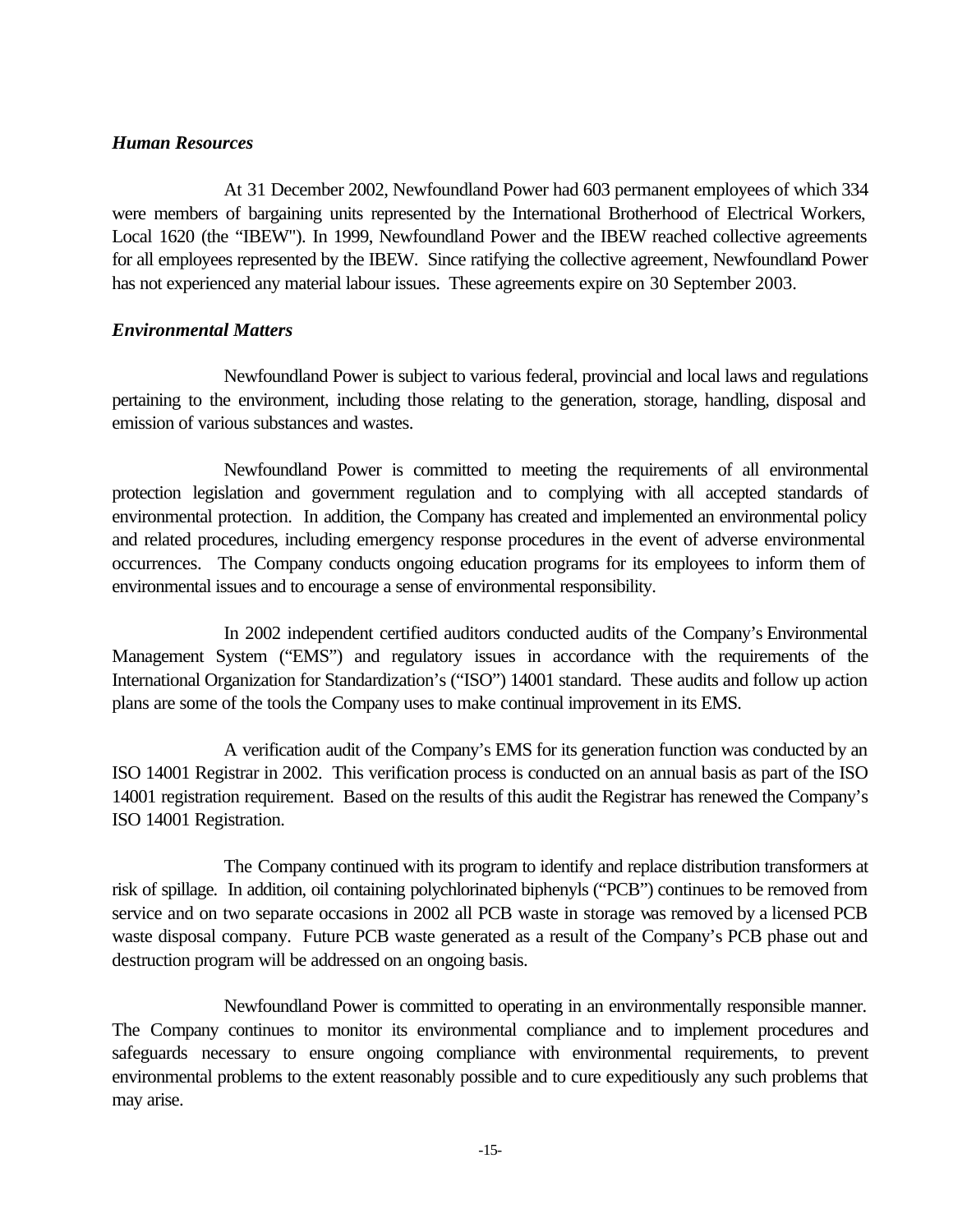### *Human Resources*

At 31 December 2002, Newfoundland Power had 603 permanent employees of which 334 were members of bargaining units represented by the International Brotherhood of Electrical Workers, Local 1620 (the "IBEW"). In 1999, Newfoundland Power and the IBEW reached collective agreements for all employees represented by the IBEW. Since ratifying the collective agreement, Newfoundland Power has not experienced any material labour issues. These agreements expire on 30 September 2003.

### *Environmental Matters*

Newfoundland Power is subject to various federal, provincial and local laws and regulations pertaining to the environment, including those relating to the generation, storage, handling, disposal and emission of various substances and wastes.

Newfoundland Power is committed to meeting the requirements of all environmental protection legislation and government regulation and to complying with all accepted standards of environmental protection. In addition, the Company has created and implemented an environmental policy and related procedures, including emergency response procedures in the event of adverse environmental occurrences. The Company conducts ongoing education programs for its employees to inform them of environmental issues and to encourage a sense of environmental responsibility.

In 2002 independent certified auditors conducted audits of the Company's Environmental Management System ("EMS") and regulatory issues in accordance with the requirements of the International Organization for Standardization's ("ISO") 14001 standard. These audits and follow up action plans are some of the tools the Company uses to make continual improvement in its EMS.

A verification audit of the Company's EMS for its generation function was conducted by an ISO 14001 Registrar in 2002. This verification process is conducted on an annual basis as part of the ISO 14001 registration requirement. Based on the results of this audit the Registrar has renewed the Company's ISO 14001 Registration.

The Company continued with its program to identify and replace distribution transformers at risk of spillage. In addition, oil containing polychlorinated biphenyls ("PCB") continues to be removed from service and on two separate occasions in 2002 all PCB waste in storage was removed by a licensed PCB waste disposal company. Future PCB waste generated as a result of the Company's PCB phase out and destruction program will be addressed on an ongoing basis.

Newfoundland Power is committed to operating in an environmentally responsible manner. The Company continues to monitor its environmental compliance and to implement procedures and safeguards necessary to ensure ongoing compliance with environmental requirements, to prevent environmental problems to the extent reasonably possible and to cure expeditiously any such problems that may arise.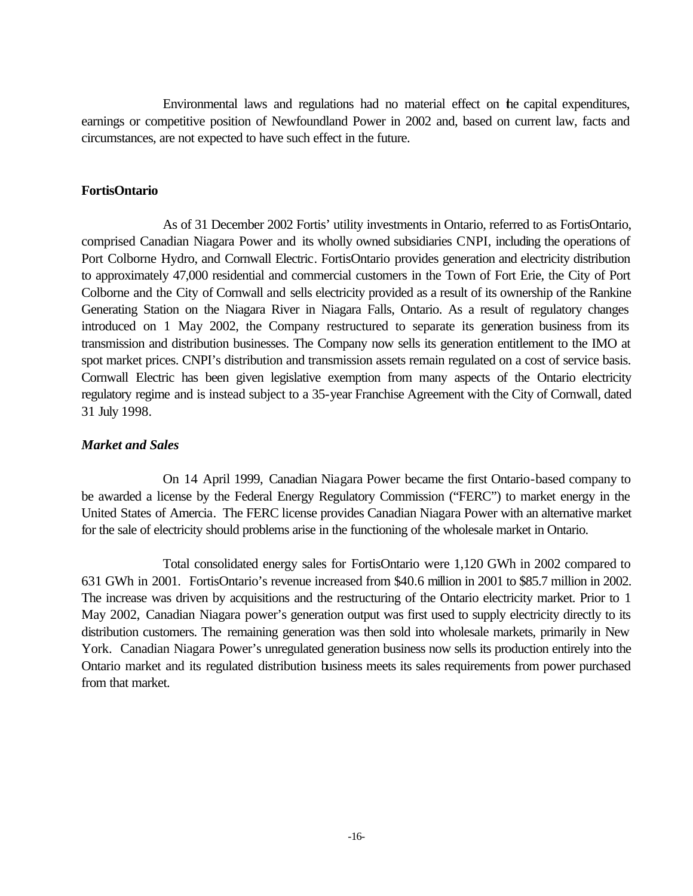Environmental laws and regulations had no material effect on the capital expenditures, earnings or competitive position of Newfoundland Power in 2002 and, based on current law, facts and circumstances, are not expected to have such effect in the future.

**FortisOntario**

As of 31 December 2002 Fortis' utility investments in Ontario, referred to as FortisOntario, comprised Canadian Niagara Power and its wholly owned subsidiaries CNPI, including the operations of Port Colborne Hydro, and Cornwall Electric. FortisOntario provides generation and electricity distribution to approximately 47,000 residential and commercial customers in the Town of Fort Erie, the City of Port Colborne and the City of Cornwall and sells electricity provided as a result of its ownership of the Rankine Generating Station on the Niagara River in Niagara Falls, Ontario. As a result of regulatory changes introduced on 1 May 2002, the Company restructured to separate its generation business from its transmission and distribution businesses. The Company now sells its generation entitlement to the IMO at spot market prices. CNPI's distribution and transmission assets remain regulated on a cost of service basis. Cornwall Electric has been given legislative exemption from many aspects of the Ontario electricity regulatory regime and is instead subject to a 35-year Franchise Agreement with the City of Cornwall, dated 31 July 1998.

***Market and Sales***

On 14 April 1999, Canadian Niagara Power became the first Ontario-based company to be awarded a license by the Federal Energy Regulatory Commission ("FERC") to market energy in the United States of Amercia. The FERC license provides Canadian Niagara Power with an alternative market for the sale of electricity should problems arise in the functioning of the wholesale market in Ontario.

Total consolidated energy sales for FortisOntario were 1,120 GWh in 2002 compared to 631 GWh in 2001. FortisOntario's revenue increased from $40.6 million in 2001 to $85.7 million in 2002. The increase was driven by acquisitions and the restructuring of the Ontario electricity market. Prior to 1 May 2002, Canadian Niagara power's generation output was first used to supply electricity directly to its distribution customers. The remaining generation was then sold into wholesale markets, primarily in New York. Canadian Niagara Power's unregulated generation business now sells its production entirely into the Ontario market and its regulated distribution business meets its sales requirements from power purchased from that market.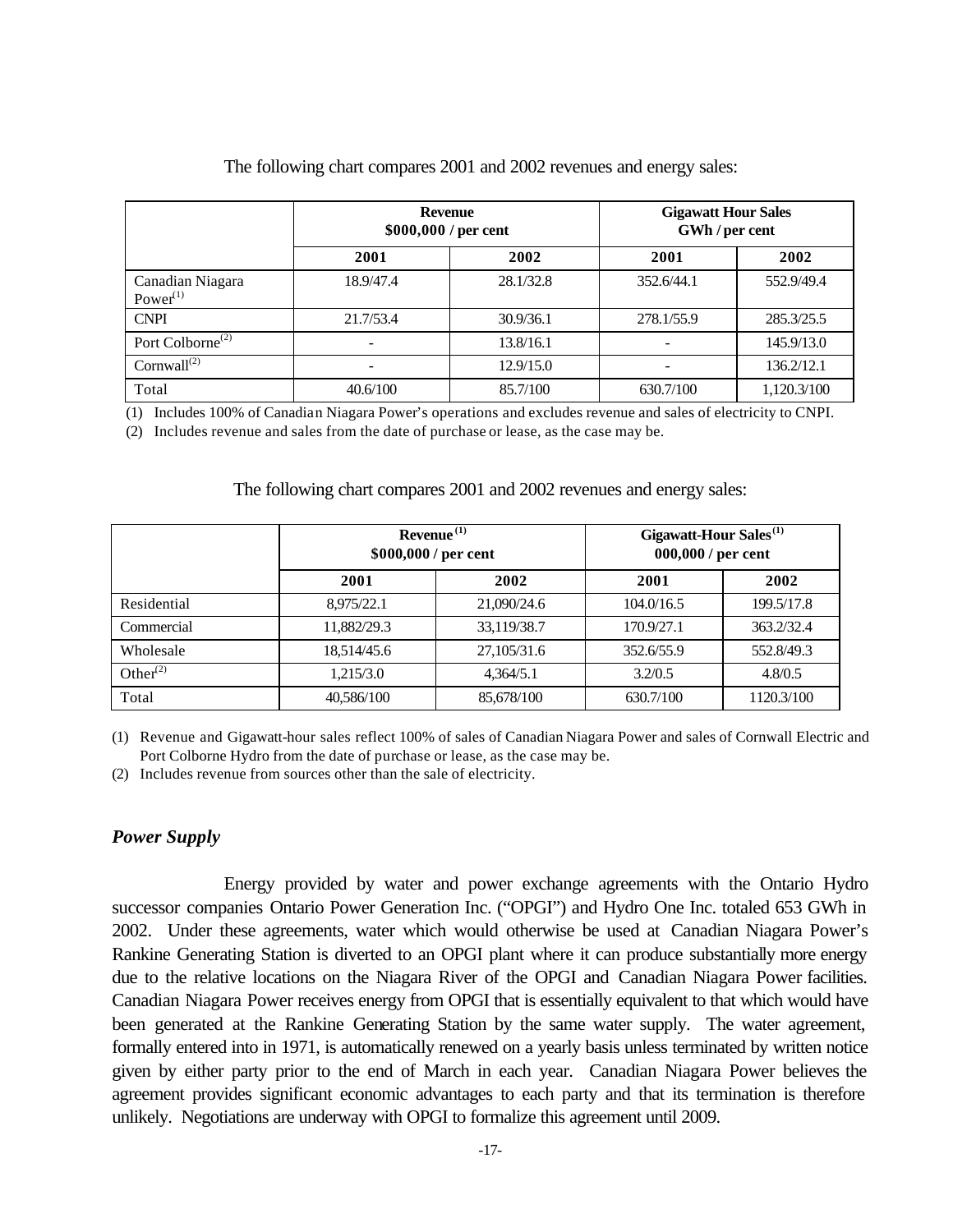The following chart compares 2001 and 2002 revenues and energy sales:

| | Revenue $000,000 / per cent | | Gigawatt Hour Sales GWh / per cent | |
|---|---|---|---|---|
| | 2001 | 2002 | 2001 | 2002 |
| Canadian Niagara Power[(1)] | 18.9/47.4 | 28.1/32.8 | 352.6/44.1 | 552.9/49.4 |
| CNPI | 21.7/53.4 | 30.9/36.1 | 278.1/55.9 | 285.3/25.5 |
| Port Colborne[(2)] | - | 13.8/16.1 | - | 145.9/13.0 |
| Cornwall[(2)] | - | 12.9/15.0 | - | 136.2/12.1 |
| Total | 40.6/100 | 85.7/100 | 630.7/100 | 1,120.3/100 |

(1) Includes 100% of Canadian Niagara Power's operations and excludes revenue and sales of electricity to CNPI.

(2) Includes revenue and sales from the date of purchase or lease, as the case may be.

The following chart compares 2001 and 2002 revenues and energy sales:

| | Revenue[(1)] $000,000 / per cent | | Gigawatt-Hour Sales[(1)] 000,000 / per cent | |
|---|---|---|---|---|
| | 2001 | 2002 | 2001 | 2002 |
| Residential | 8,975/22.1 | 21,090/24.6 | 104.0/16.5 | 199.5/17.8 |
| Commercial | 11,882/29.3 | 33,119/38.7 | 170.9/27.1 | 363.2/32.4 |
| Wholesale | 18,514/45.6 | 27,105/31.6 | 352.6/55.9 | 552.8/49.3 |
| Other[(2)] | 1,215/3.0 | 4,364/5.1 | 3.2/0.5 | 4.8/0.5 |
| Total | 40,586/100 | 85,678/100 | 630.7/100 | 1120.3/100 |

(1) Revenue and Gigawatt-hour sales reflect 100% of sales of Canadian Niagara Power and sales of Cornwall Electric and Port Colborne Hydro from the date of purchase or lease, as the case may be.

(2) Includes revenue from sources other than the sale of electricity.

### *Power Supply*

Energy provided by water and power exchange agreements with the Ontario Hydro successor companies Ontario Power Generation Inc. ("OPGI") and Hydro One Inc. totaled 653 GWh in 2002. Under these agreements, water which would otherwise be used at Canadian Niagara Power's Rankine Generating Station is diverted to an OPGI plant where it can produce substantially more energy due to the relative locations on the Niagara River of the OPGI and Canadian Niagara Power facilities. Canadian Niagara Power receives energy from OPGI that is essentially equivalent to that which would have been generated at the Rankine Generating Station by the same water supply. The water agreement, formally entered into in 1971, is automatically renewed on a yearly basis unless terminated by written notice given by either party prior to the end of March in each year. Canadian Niagara Power believes the agreement provides significant economic advantages to each party and that its termination is therefore unlikely. Negotiations are underway with OPGI to formalize this agreement until 2009.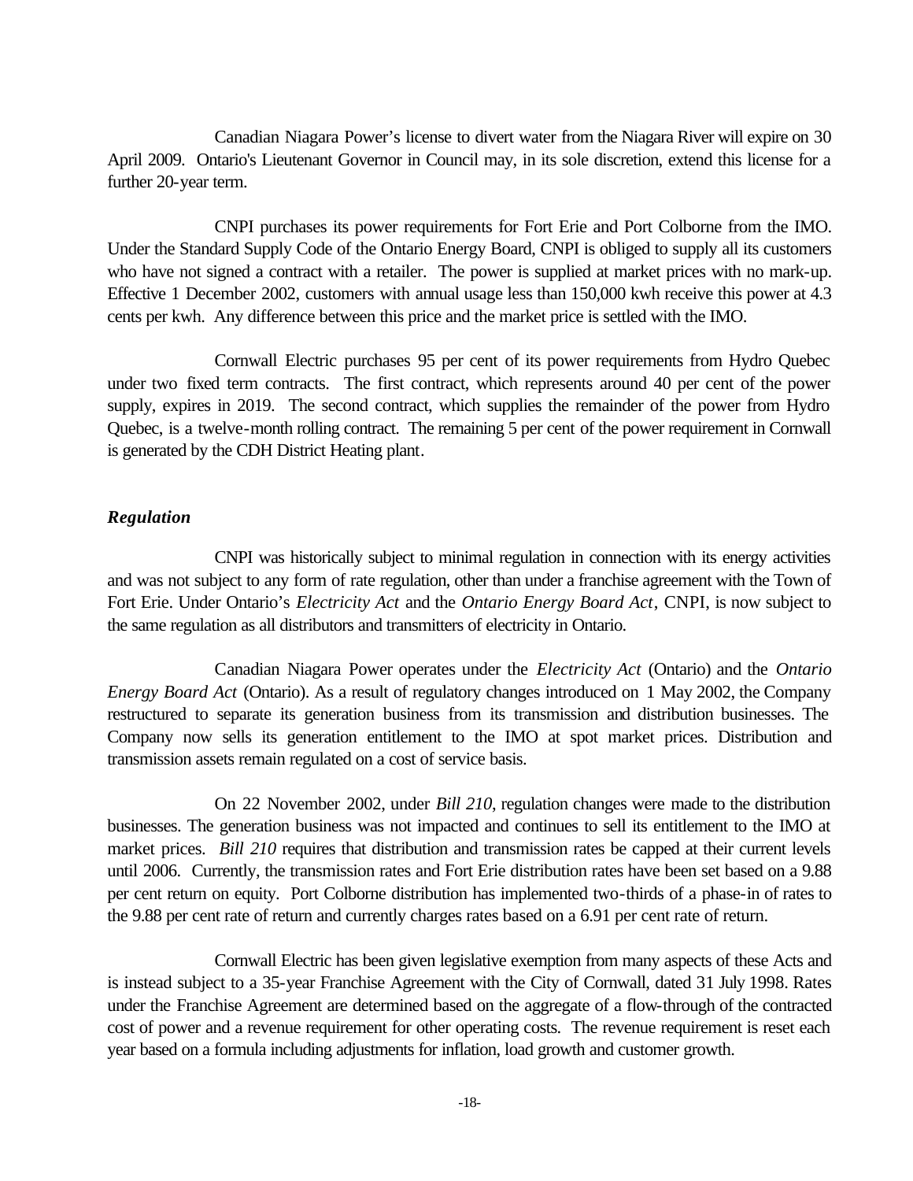Canadian Niagara Power's license to divert water from the Niagara River will expire on 30 April 2009. Ontario's Lieutenant Governor in Council may, in its sole discretion, extend this license for a further 20-year term.

CNPI purchases its power requirements for Fort Erie and Port Colborne from the IMO. Under the Standard Supply Code of the Ontario Energy Board, CNPI is obliged to supply all its customers who have not signed a contract with a retailer. The power is supplied at market prices with no mark-up. Effective 1 December 2002, customers with annual usage less than 150,000 kwh receive this power at 4.3 cents per kwh. Any difference between this price and the market price is settled with the IMO.

Cornwall Electric purchases 95 per cent of its power requirements from Hydro Quebec under two fixed term contracts. The first contract, which represents around 40 per cent of the power supply, expires in 2019. The second contract, which supplies the remainder of the power from Hydro Quebec, is a twelve-month rolling contract. The remaining 5 per cent of the power requirement in Cornwall is generated by the CDH District Heating plant.

### *Regulation*

CNPI was historically subject to minimal regulation in connection with its energy activities and was not subject to any form of rate regulation, other than under a franchise agreement with the Town of Fort Erie. Under Ontario's *Electricity Act* and the *Ontario Energy Board Act*, CNPI, is now subject to the same regulation as all distributors and transmitters of electricity in Ontario.

Canadian Niagara Power operates under the *Electricity Act* (Ontario) and the *Ontario Energy Board Act* (Ontario). As a result of regulatory changes introduced on 1 May 2002, the Company restructured to separate its generation business from its transmission and distribution businesses. The Company now sells its generation entitlement to the IMO at spot market prices. Distribution and transmission assets remain regulated on a cost of service basis.

On 22 November 2002, under *Bill 210*, regulation changes were made to the distribution businesses. The generation business was not impacted and continues to sell its entitlement to the IMO at market prices. *Bill 210* requires that distribution and transmission rates be capped at their current levels until 2006. Currently, the transmission rates and Fort Erie distribution rates have been set based on a 9.88 per cent return on equity. Port Colborne distribution has implemented two-thirds of a phase-in of rates to the 9.88 per cent rate of return and currently charges rates based on a 6.91 per cent rate of return.

Cornwall Electric has been given legislative exemption from many aspects of these Acts and is instead subject to a 35-year Franchise Agreement with the City of Cornwall, dated 31 July 1998. Rates under the Franchise Agreement are determined based on the aggregate of a flow-through of the contracted cost of power and a revenue requirement for other operating costs. The revenue requirement is reset each year based on a formula including adjustments for inflation, load growth and customer growth.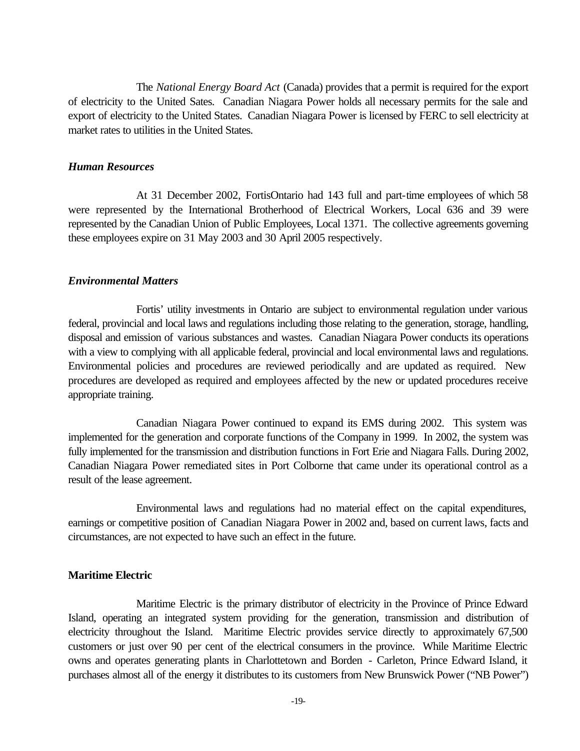The *National Energy Board Act* (Canada) provides that a permit is required for the export of electricity to the United Sates. Canadian Niagara Power holds all necessary permits for the sale and export of electricity to the United States. Canadian Niagara Power is licensed by FERC to sell electricity at market rates to utilities in the United States.

***Human Resources***

At 31 December 2002, FortisOntario had 143 full and part-time employees of which 58 were represented by the International Brotherhood of Electrical Workers, Local 636 and 39 were represented by the Canadian Union of Public Employees, Local 1371. The collective agreements governing these employees expire on 31 May 2003 and 30 April 2005 respectively.

***Environmental Matters***

Fortis' utility investments in Ontario are subject to environmental regulation under various federal, provincial and local laws and regulations including those relating to the generation, storage, handling, disposal and emission of various substances and wastes. Canadian Niagara Power conducts its operations with a view to complying with all applicable federal, provincial and local environmental laws and regulations. Environmental policies and procedures are reviewed periodically and are updated as required. New procedures are developed as required and employees affected by the new or updated procedures receive appropriate training.

Canadian Niagara Power continued to expand its EMS during 2002. This system was implemented for the generation and corporate functions of the Company in 1999. In 2002, the system was fully implemented for the transmission and distribution functions in Fort Erie and Niagara Falls. During 2002, Canadian Niagara Power remediated sites in Port Colborne that came under its operational control as a result of the lease agreement.

Environmental laws and regulations had no material effect on the capital expenditures, earnings or competitive position of Canadian Niagara Power in 2002 and, based on current laws, facts and circumstances, are not expected to have such an effect in the future.

**Maritime Electric**

Maritime Electric is the primary distributor of electricity in the Province of Prince Edward Island, operating an integrated system providing for the generation, transmission and distribution of electricity throughout the Island. Maritime Electric provides service directly to approximately 67,500 customers or just over 90 per cent of the electrical consumers in the province. While Maritime Electric owns and operates generating plants in Charlottetown and Borden - Carleton, Prince Edward Island, it purchases almost all of the energy it distributes to its customers from New Brunswick Power ("NB Power")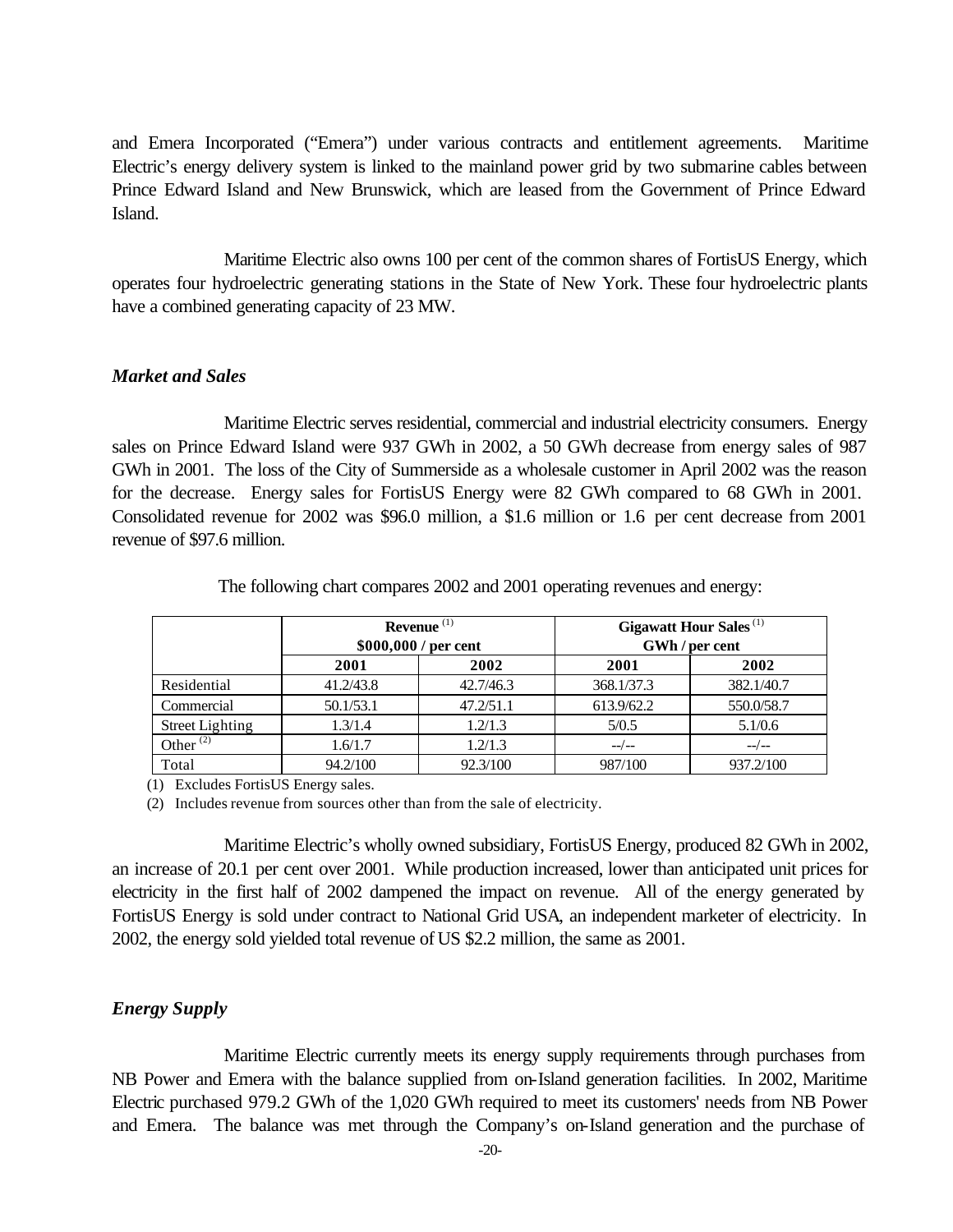and Emera Incorporated ("Emera") under various contracts and entitlement agreements. Maritime Electric's energy delivery system is linked to the mainland power grid by two submarine cables between Prince Edward Island and New Brunswick, which are leased from the Government of Prince Edward Island.

Maritime Electric also owns 100 per cent of the common shares of FortisUS Energy, which operates four hydroelectric generating stations in the State of New York. These four hydroelectric plants have a combined generating capacity of 23 MW.

### *Market and Sales*

Maritime Electric serves residential, commercial and industrial electricity consumers. Energy sales on Prince Edward Island were 937 GWh in 2002, a 50 GWh decrease from energy sales of 987 GWh in 2001. The loss of the City of Summerside as a wholesale customer in April 2002 was the reason for the decrease. Energy sales for FortisUS Energy were 82 GWh compared to 68 GWh in 2001. Consolidated revenue for 2002 was $96.0 million, a $1.6 million or 1.6 per cent decrease from 2001 revenue of $97.6 million.

The following chart compares 2002 and 2001 operating revenues and energy:

| | **Revenue** (1) **$000,000 / per cent** | | **Gigawatt Hour Sales** (1) **GWh / per cent** | |
|---|---|---|---|---|
| | **2001** | **2002** | **2001** | **2002** |
| Residential | 41.2/43.8 | 42.7/46.3 | 368.1/37.3 | 382.1/40.7 |
| Commercial | 50.1/53.1 | 47.2/51.1 | 613.9/62.2 | 550.0/58.7 |
| Street Lighting | 1.3/1.4 | 1.2/1.3 | 5/0.5 | 5.1/0.6 |
| Other (2) | 1.6/1.7 | 1.2/1.3 | --/-- | --/-- |
| Total | 94.2/100 | 92.3/100 | 987/100 | 937.2/100 |

(1) Excludes FortisUS Energy sales.

(2) Includes revenue from sources other than from the sale of electricity.

Maritime Electric's wholly owned subsidiary, FortisUS Energy, produced 82 GWh in 2002, an increase of 20.1 per cent over 2001. While production increased, lower than anticipated unit prices for electricity in the first half of 2002 dampened the impact on revenue. All of the energy generated by FortisUS Energy is sold under contract to National Grid USA, an independent marketer of electricity. In 2002, the energy sold yielded total revenue of US $2.2 million, the same as 2001.

### *Energy Supply*

Maritime Electric currently meets its energy supply requirements through purchases from NB Power and Emera with the balance supplied from on-Island generation facilities. In 2002, Maritime Electric purchased 979.2 GWh of the 1,020 GWh required to meet its customers' needs from NB Power and Emera. The balance was met through the Company's on-Island generation and the purchase of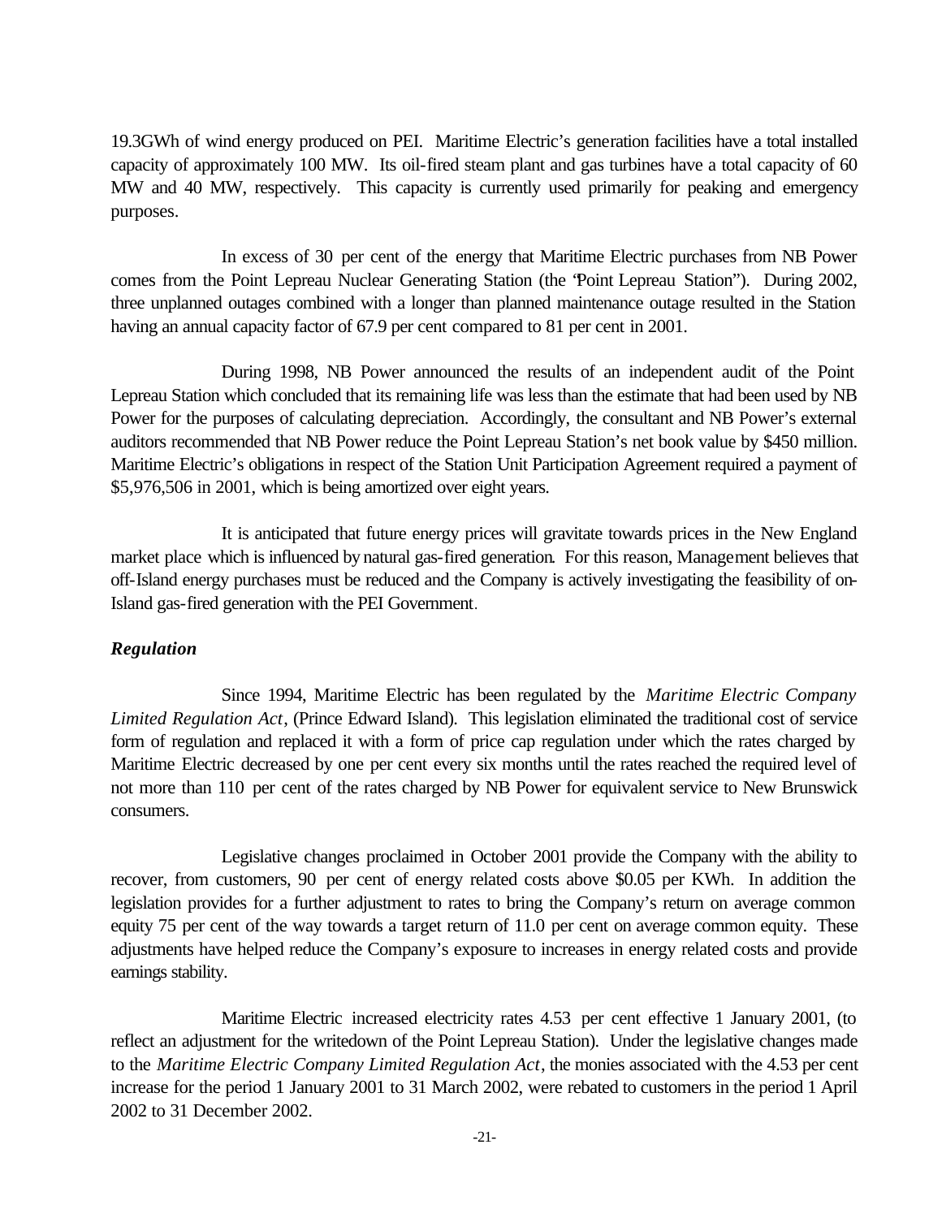19.3GWh of wind energy produced on PEI. Maritime Electric's generation facilities have a total installed capacity of approximately 100 MW. Its oil-fired steam plant and gas turbines have a total capacity of 60 MW and 40 MW, respectively. This capacity is currently used primarily for peaking and emergency purposes.

In excess of 30 per cent of the energy that Maritime Electric purchases from NB Power comes from the Point Lepreau Nuclear Generating Station (the "Point Lepreau Station"). During 2002, three unplanned outages combined with a longer than planned maintenance outage resulted in the Station having an annual capacity factor of 67.9 per cent compared to 81 per cent in 2001.

During 1998, NB Power announced the results of an independent audit of the Point Lepreau Station which concluded that its remaining life was less than the estimate that had been used by NB Power for the purposes of calculating depreciation. Accordingly, the consultant and NB Power's external auditors recommended that NB Power reduce the Point Lepreau Station's net book value by $450 million. Maritime Electric's obligations in respect of the Station Unit Participation Agreement required a payment of $5,976,506 in 2001, which is being amortized over eight years.

It is anticipated that future energy prices will gravitate towards prices in the New England market place which is influenced by natural gas-fired generation. For this reason, Management believes that off-Island energy purchases must be reduced and the Company is actively investigating the feasibility of on-Island gas-fired generation with the PEI Government.

***Regulation***

Since 1994, Maritime Electric has been regulated by the *Maritime Electric Company Limited Regulation Act*, (Prince Edward Island). This legislation eliminated the traditional cost of service form of regulation and replaced it with a form of price cap regulation under which the rates charged by Maritime Electric decreased by one per cent every six months until the rates reached the required level of not more than 110 per cent of the rates charged by NB Power for equivalent service to New Brunswick consumers.

Legislative changes proclaimed in October 2001 provide the Company with the ability to recover, from customers, 90 per cent of energy related costs above $0.05 per KWh. In addition the legislation provides for a further adjustment to rates to bring the Company's return on average common equity 75 per cent of the way towards a target return of 11.0 per cent on average common equity. These adjustments have helped reduce the Company's exposure to increases in energy related costs and provide earnings stability.

Maritime Electric increased electricity rates 4.53 per cent effective 1 January 2001, (to reflect an adjustment for the writedown of the Point Lepreau Station). Under the legislative changes made to the *Maritime Electric Company Limited Regulation Act*, the monies associated with the 4.53 per cent increase for the period 1 January 2001 to 31 March 2002, were rebated to customers in the period 1 April 2002 to 31 December 2002.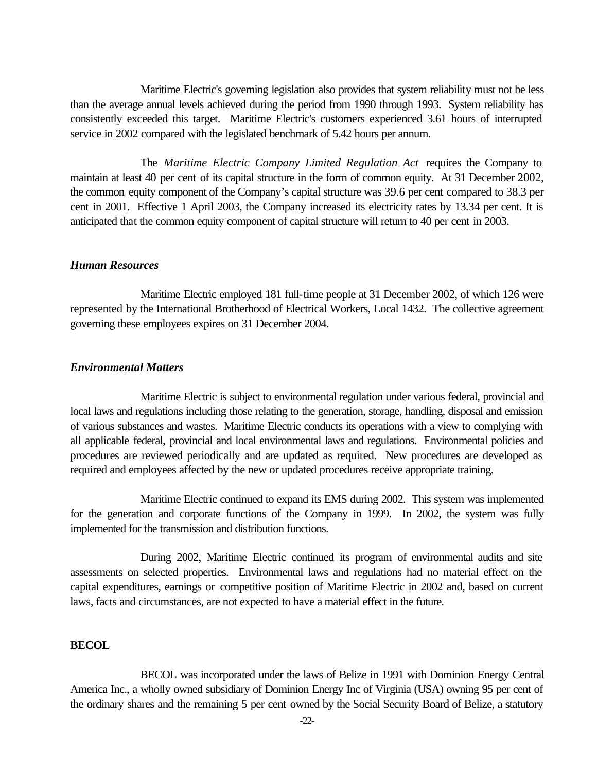Maritime Electric's governing legislation also provides that system reliability must not be less than the average annual levels achieved during the period from 1990 through 1993. System reliability has consistently exceeded this target. Maritime Electric's customers experienced 3.61 hours of interrupted service in 2002 compared with the legislated benchmark of 5.42 hours per annum.

The *Maritime Electric Company Limited Regulation Act* requires the Company to maintain at least 40 per cent of its capital structure in the form of common equity. At 31 December 2002, the common equity component of the Company's capital structure was 39.6 per cent compared to 38.3 per cent in 2001. Effective 1 April 2003, the Company increased its electricity rates by 13.34 per cent. It is anticipated that the common equity component of capital structure will return to 40 per cent in 2003.

### *Human Resources*

Maritime Electric employed 181 full-time people at 31 December 2002, of which 126 were represented by the International Brotherhood of Electrical Workers, Local 1432. The collective agreement governing these employees expires on 31 December 2004.

### *Environmental Matters*

Maritime Electric is subject to environmental regulation under various federal, provincial and local laws and regulations including those relating to the generation, storage, handling, disposal and emission of various substances and wastes. Maritime Electric conducts its operations with a view to complying with all applicable federal, provincial and local environmental laws and regulations. Environmental policies and procedures are reviewed periodically and are updated as required. New procedures are developed as required and employees affected by the new or updated procedures receive appropriate training.

Maritime Electric continued to expand its EMS during 2002. This system was implemented for the generation and corporate functions of the Company in 1999. In 2002, the system was fully implemented for the transmission and distribution functions.

During 2002, Maritime Electric continued its program of environmental audits and site assessments on selected properties. Environmental laws and regulations had no material effect on the capital expenditures, earnings or competitive position of Maritime Electric in 2002 and, based on current laws, facts and circumstances, are not expected to have a material effect in the future.

## BECOL

BECOL was incorporated under the laws of Belize in 1991 with Dominion Energy Central America Inc., a wholly owned subsidiary of Dominion Energy Inc of Virginia (USA) owning 95 per cent of the ordinary shares and the remaining 5 per cent owned by the Social Security Board of Belize, a statutory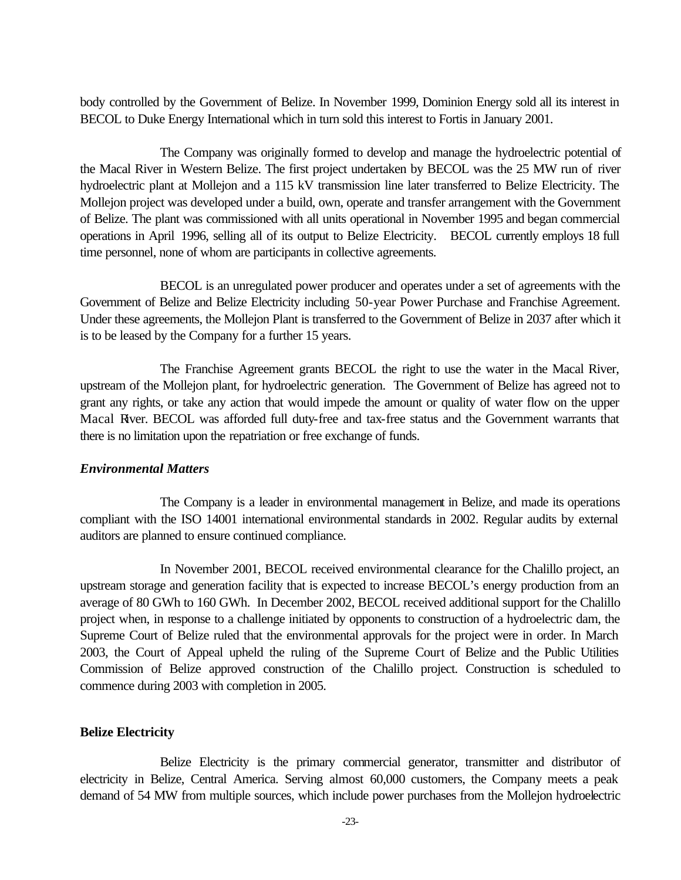body controlled by the Government of Belize. In November 1999, Dominion Energy sold all its interest in BECOL to Duke Energy International which in turn sold this interest to Fortis in January 2001.

The Company was originally formed to develop and manage the hydroelectric potential of the Macal River in Western Belize. The first project undertaken by BECOL was the 25 MW run of river hydroelectric plant at Mollejon and a 115 kV transmission line later transferred to Belize Electricity. The Mollejon project was developed under a build, own, operate and transfer arrangement with the Government of Belize. The plant was commissioned with all units operational in November 1995 and began commercial operations in April 1996, selling all of its output to Belize Electricity. BECOL currently employs 18 full time personnel, none of whom are participants in collective agreements.

BECOL is an unregulated power producer and operates under a set of agreements with the Government of Belize and Belize Electricity including 50-year Power Purchase and Franchise Agreement. Under these agreements, the Mollejon Plant is transferred to the Government of Belize in 2037 after which it is to be leased by the Company for a further 15 years.

The Franchise Agreement grants BECOL the right to use the water in the Macal River, upstream of the Mollejon plant, for hydroelectric generation. The Government of Belize has agreed not to grant any rights, or take any action that would impede the amount or quality of water flow on the upper Macal River. BECOL was afforded full duty-free and tax-free status and the Government warrants that there is no limitation upon the repatriation or free exchange of funds.

***Environmental Matters***

The Company is a leader in environmental management in Belize, and made its operations compliant with the ISO 14001 international environmental standards in 2002. Regular audits by external auditors are planned to ensure continued compliance.

In November 2001, BECOL received environmental clearance for the Chalillo project, an upstream storage and generation facility that is expected to increase BECOL's energy production from an average of 80 GWh to 160 GWh. In December 2002, BECOL received additional support for the Chalillo project when, in response to a challenge initiated by opponents to construction of a hydroelectric dam, the Supreme Court of Belize ruled that the environmental approvals for the project were in order. In March 2003, the Court of Appeal upheld the ruling of the Supreme Court of Belize and the Public Utilities Commission of Belize approved construction of the Chalillo project. Construction is scheduled to commence during 2003 with completion in 2005.

**Belize Electricity**

Belize Electricity is the primary commercial generator, transmitter and distributor of electricity in Belize, Central America. Serving almost 60,000 customers, the Company meets a peak demand of 54 MW from multiple sources, which include power purchases from the Mollejon hydroelectric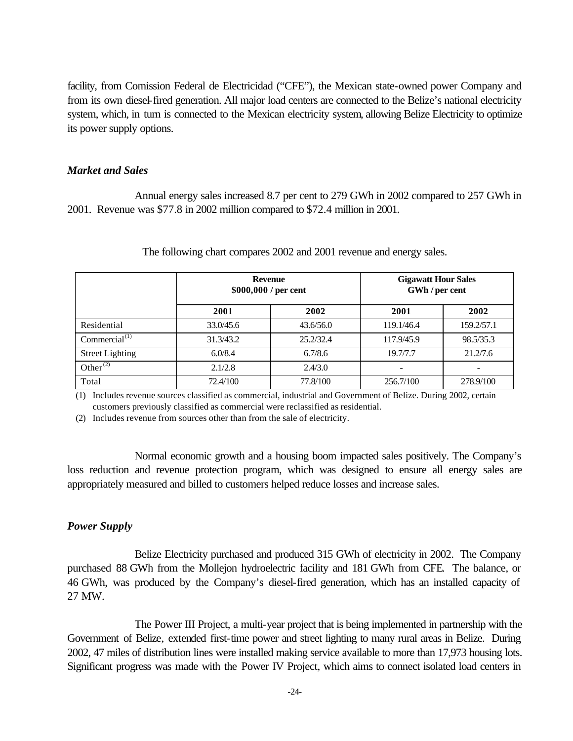facility, from Comission Federal de Electricidad ("CFE"), the Mexican state-owned power Company and from its own diesel-fired generation. All major load centers are connected to the Belize's national electricity system, which, in turn is connected to the Mexican electricity system, allowing Belize Electricity to optimize its power supply options.

### *Market and Sales*

Annual energy sales increased 8.7 per cent to 279 GWh in 2002 compared to 257 GWh in 2001. Revenue was $77.8 in 2002 million compared to $72.4 million in 2001.

The following chart compares 2002 and 2001 revenue and energy sales.

| | **Revenue $000,000 / per cent** | | **Gigawatt Hour Sales GWh / per cent** | |
|---|---|---|---|---|
| | **2001** | **2002** | **2001** | **2002** |
| Residential | 33.0/45.6 | 43.6/56.0 | 119.1/46.4 | 159.2/57.1 |
| Commercial[(1)] | 31.3/43.2 | 25.2/32.4 | 117.9/45.9 | 98.5/35.3 |
| Street Lighting | 6.0/8.4 | 6.7/8.6 | 19.7/7.7 | 21.2/7.6 |
| Other[(2)] | 2.1/2.8 | 2.4/3.0 | - | - |
| Total | 72.4/100 | 77.8/100 | 256.7/100 | 278.9/100 |

(1) Includes revenue sources classified as commercial, industrial and Government of Belize. During 2002, certain customers previously classified as commercial were reclassified as residential.

(2) Includes revenue from sources other than from the sale of electricity.

Normal economic growth and a housing boom impacted sales positively. The Company's loss reduction and revenue protection program, which was designed to ensure all energy sales are appropriately measured and billed to customers helped reduce losses and increase sales.

### *Power Supply*

Belize Electricity purchased and produced 315 GWh of electricity in 2002. The Company purchased 88 GWh from the Mollejon hydroelectric facility and 181 GWh from CFE. The balance, or 46 GWh, was produced by the Company's diesel-fired generation, which has an installed capacity of 27 MW.

The Power III Project, a multi-year project that is being implemented in partnership with the Government of Belize, extended first-time power and street lighting to many rural areas in Belize. During 2002, 47 miles of distribution lines were installed making service available to more than 17,973 housing lots. Significant progress was made with the Power IV Project, which aims to connect isolated load centers in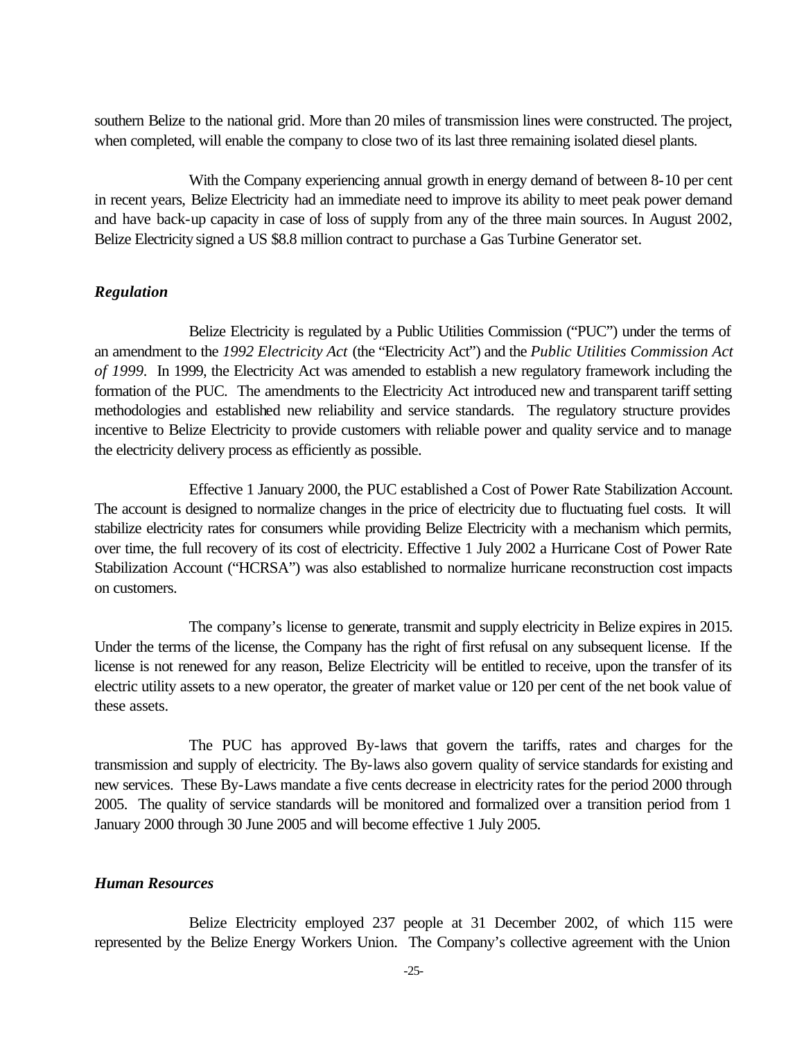southern Belize to the national grid. More than 20 miles of transmission lines were constructed. The project, when completed, will enable the company to close two of its last three remaining isolated diesel plants.

With the Company experiencing annual growth in energy demand of between 8-10 per cent in recent years, Belize Electricity had an immediate need to improve its ability to meet peak power demand and have back-up capacity in case of loss of supply from any of the three main sources. In August 2002, Belize Electricity signed a US $8.8 million contract to purchase a Gas Turbine Generator set.

### *Regulation*

Belize Electricity is regulated by a Public Utilities Commission ("PUC") under the terms of an amendment to the *1992 Electricity Act* (the "Electricity Act") and the *Public Utilities Commission Act of 1999*. In 1999, the Electricity Act was amended to establish a new regulatory framework including the formation of the PUC. The amendments to the Electricity Act introduced new and transparent tariff setting methodologies and established new reliability and service standards. The regulatory structure provides incentive to Belize Electricity to provide customers with reliable power and quality service and to manage the electricity delivery process as efficiently as possible.

Effective 1 January 2000, the PUC established a Cost of Power Rate Stabilization Account. The account is designed to normalize changes in the price of electricity due to fluctuating fuel costs. It will stabilize electricity rates for consumers while providing Belize Electricity with a mechanism which permits, over time, the full recovery of its cost of electricity. Effective 1 July 2002 a Hurricane Cost of Power Rate Stabilization Account ("HCRSA") was also established to normalize hurricane reconstruction cost impacts on customers.

The company's license to generate, transmit and supply electricity in Belize expires in 2015. Under the terms of the license, the Company has the right of first refusal on any subsequent license. If the license is not renewed for any reason, Belize Electricity will be entitled to receive, upon the transfer of its electric utility assets to a new operator, the greater of market value or 120 per cent of the net book value of these assets.

The PUC has approved By-laws that govern the tariffs, rates and charges for the transmission and supply of electricity. The By-laws also govern quality of service standards for existing and new services. These By-Laws mandate a five cents decrease in electricity rates for the period 2000 through 2005. The quality of service standards will be monitored and formalized over a transition period from 1 January 2000 through 30 June 2005 and will become effective 1 July 2005.

### *Human Resources*

Belize Electricity employed 237 people at 31 December 2002, of which 115 were represented by the Belize Energy Workers Union. The Company's collective agreement with the Union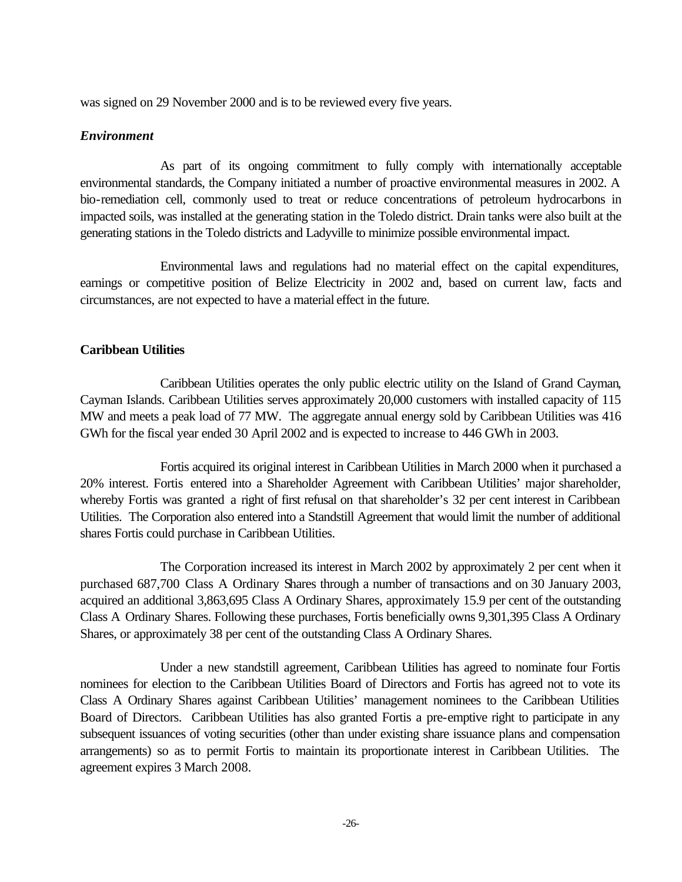was signed on 29 November 2000 and is to be reviewed every five years.

### *Environment*

As part of its ongoing commitment to fully comply with internationally acceptable environmental standards, the Company initiated a number of proactive environmental measures in 2002. A bio-remediation cell, commonly used to treat or reduce concentrations of petroleum hydrocarbons in impacted soils, was installed at the generating station in the Toledo district. Drain tanks were also built at the generating stations in the Toledo districts and Ladyville to minimize possible environmental impact.

Environmental laws and regulations had no material effect on the capital expenditures, earnings or competitive position of Belize Electricity in 2002 and, based on current law, facts and circumstances, are not expected to have a material effect in the future.

### **Caribbean Utilities**

Caribbean Utilities operates the only public electric utility on the Island of Grand Cayman, Cayman Islands. Caribbean Utilities serves approximately 20,000 customers with installed capacity of 115 MW and meets a peak load of 77 MW. The aggregate annual energy sold by Caribbean Utilities was 416 GWh for the fiscal year ended 30 April 2002 and is expected to increase to 446 GWh in 2003.

Fortis acquired its original interest in Caribbean Utilities in March 2000 when it purchased a 20% interest. Fortis entered into a Shareholder Agreement with Caribbean Utilities' major shareholder, whereby Fortis was granted a right of first refusal on that shareholder's 32 per cent interest in Caribbean Utilities. The Corporation also entered into a Standstill Agreement that would limit the number of additional shares Fortis could purchase in Caribbean Utilities.

The Corporation increased its interest in March 2002 by approximately 2 per cent when it purchased 687,700 Class A Ordinary Shares through a number of transactions and on 30 January 2003, acquired an additional 3,863,695 Class A Ordinary Shares, approximately 15.9 per cent of the outstanding Class A Ordinary Shares. Following these purchases, Fortis beneficially owns 9,301,395 Class A Ordinary Shares, or approximately 38 per cent of the outstanding Class A Ordinary Shares.

Under a new standstill agreement, Caribbean Utilities has agreed to nominate four Fortis nominees for election to the Caribbean Utilities Board of Directors and Fortis has agreed not to vote its Class A Ordinary Shares against Caribbean Utilities' management nominees to the Caribbean Utilities Board of Directors. Caribbean Utilities has also granted Fortis a pre-emptive right to participate in any subsequent issuances of voting securities (other than under existing share issuance plans and compensation arrangements) so as to permit Fortis to maintain its proportionate interest in Caribbean Utilities. The agreement expires 3 March 2008.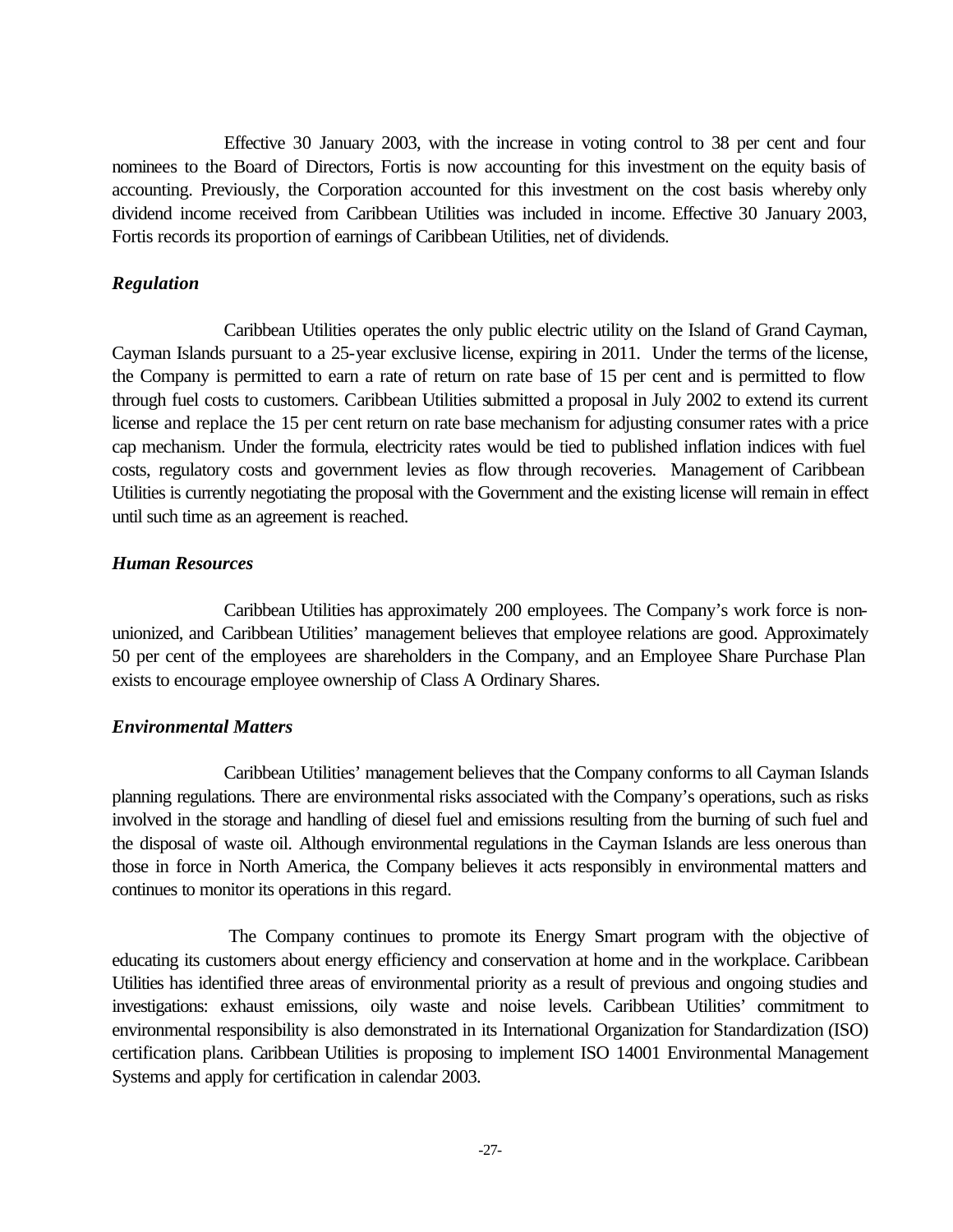Effective 30 January 2003, with the increase in voting control to 38 per cent and four nominees to the Board of Directors, Fortis is now accounting for this investment on the equity basis of accounting. Previously, the Corporation accounted for this investment on the cost basis whereby only dividend income received from Caribbean Utilities was included in income. Effective 30 January 2003, Fortis records its proportion of earnings of Caribbean Utilities, net of dividends.

### *Regulation*

Caribbean Utilities operates the only public electric utility on the Island of Grand Cayman, Cayman Islands pursuant to a 25-year exclusive license, expiring in 2011. Under the terms of the license, the Company is permitted to earn a rate of return on rate base of 15 per cent and is permitted to flow through fuel costs to customers. Caribbean Utilities submitted a proposal in July 2002 to extend its current license and replace the 15 per cent return on rate base mechanism for adjusting consumer rates with a price cap mechanism. Under the formula, electricity rates would be tied to published inflation indices with fuel costs, regulatory costs and government levies as flow through recoveries. Management of Caribbean Utilities is currently negotiating the proposal with the Government and the existing license will remain in effect until such time as an agreement is reached.

### *Human Resources*

Caribbean Utilities has approximately 200 employees. The Company's work force is non-unionized, and Caribbean Utilities' management believes that employee relations are good. Approximately 50 per cent of the employees are shareholders in the Company, and an Employee Share Purchase Plan exists to encourage employee ownership of Class A Ordinary Shares.

### *Environmental Matters*

Caribbean Utilities' management believes that the Company conforms to all Cayman Islands planning regulations. There are environmental risks associated with the Company's operations, such as risks involved in the storage and handling of diesel fuel and emissions resulting from the burning of such fuel and the disposal of waste oil. Although environmental regulations in the Cayman Islands are less onerous than those in force in North America, the Company believes it acts responsibly in environmental matters and continues to monitor its operations in this regard.

The Company continues to promote its Energy Smart program with the objective of educating its customers about energy efficiency and conservation at home and in the workplace. Caribbean Utilities has identified three areas of environmental priority as a result of previous and ongoing studies and investigations: exhaust emissions, oily waste and noise levels. Caribbean Utilities' commitment to environmental responsibility is also demonstrated in its International Organization for Standardization (ISO) certification plans. Caribbean Utilities is proposing to implement ISO 14001 Environmental Management Systems and apply for certification in calendar 2003.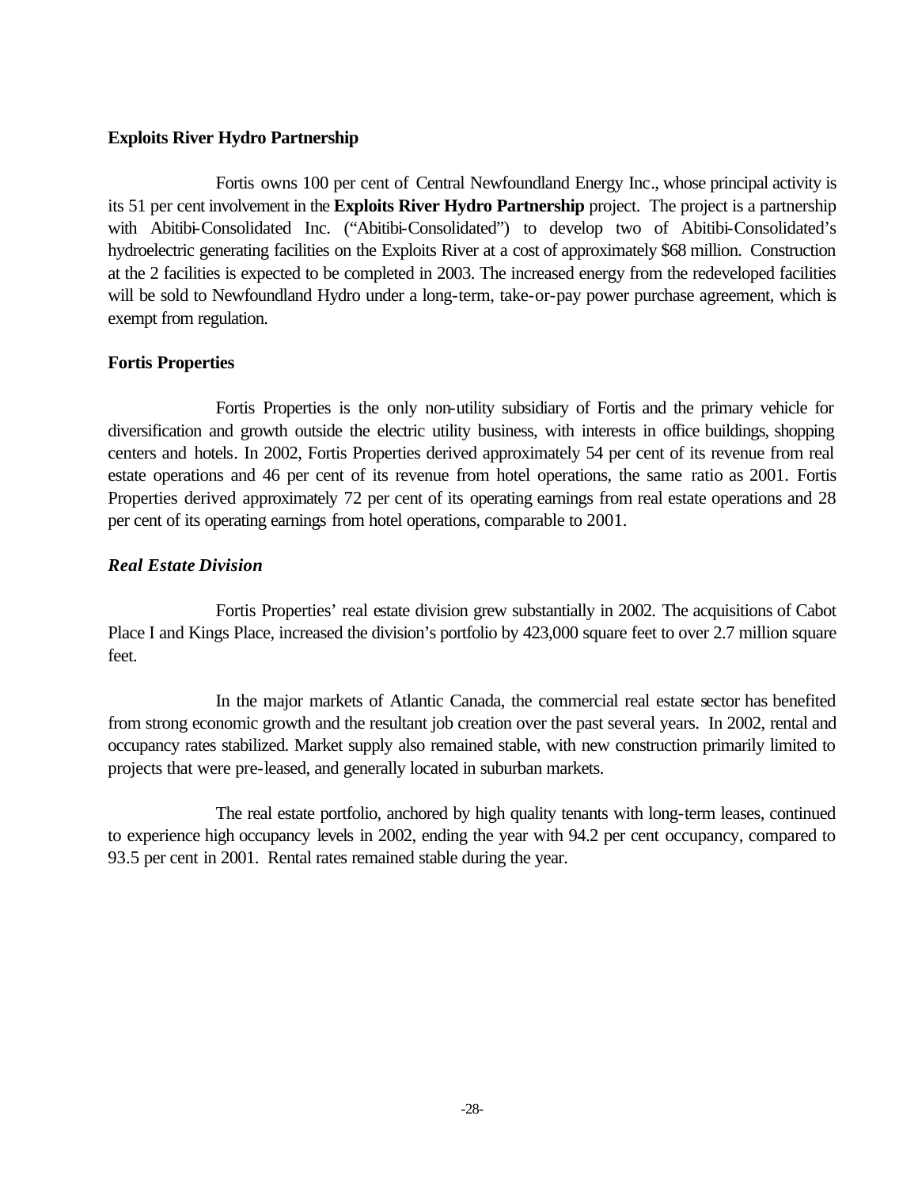**Exploits River Hydro Partnership**

Fortis owns 100 per cent of Central Newfoundland Energy Inc., whose principal activity is its 51 per cent involvement in the **Exploits River Hydro Partnership** project. The project is a partnership with Abitibi-Consolidated Inc. ("Abitibi-Consolidated") to develop two of Abitibi-Consolidated's hydroelectric generating facilities on the Exploits River at a cost of approximately $68 million. Construction at the 2 facilities is expected to be completed in 2003. The increased energy from the redeveloped facilities will be sold to Newfoundland Hydro under a long-term, take-or-pay power purchase agreement, which is exempt from regulation.

**Fortis Properties**

Fortis Properties is the only non-utility subsidiary of Fortis and the primary vehicle for diversification and growth outside the electric utility business, with interests in office buildings, shopping centers and hotels. In 2002, Fortis Properties derived approximately 54 per cent of its revenue from real estate operations and 46 per cent of its revenue from hotel operations, the same ratio as 2001. Fortis Properties derived approximately 72 per cent of its operating earnings from real estate operations and 28 per cent of its operating earnings from hotel operations, comparable to 2001.

***Real Estate Division***

Fortis Properties' real estate division grew substantially in 2002. The acquisitions of Cabot Place I and Kings Place, increased the division's portfolio by 423,000 square feet to over 2.7 million square feet.

In the major markets of Atlantic Canada, the commercial real estate sector has benefited from strong economic growth and the resultant job creation over the past several years. In 2002, rental and occupancy rates stabilized. Market supply also remained stable, with new construction primarily limited to projects that were pre-leased, and generally located in suburban markets.

The real estate portfolio, anchored by high quality tenants with long-term leases, continued to experience high occupancy levels in 2002, ending the year with 94.2 per cent occupancy, compared to 93.5 per cent in 2001. Rental rates remained stable during the year.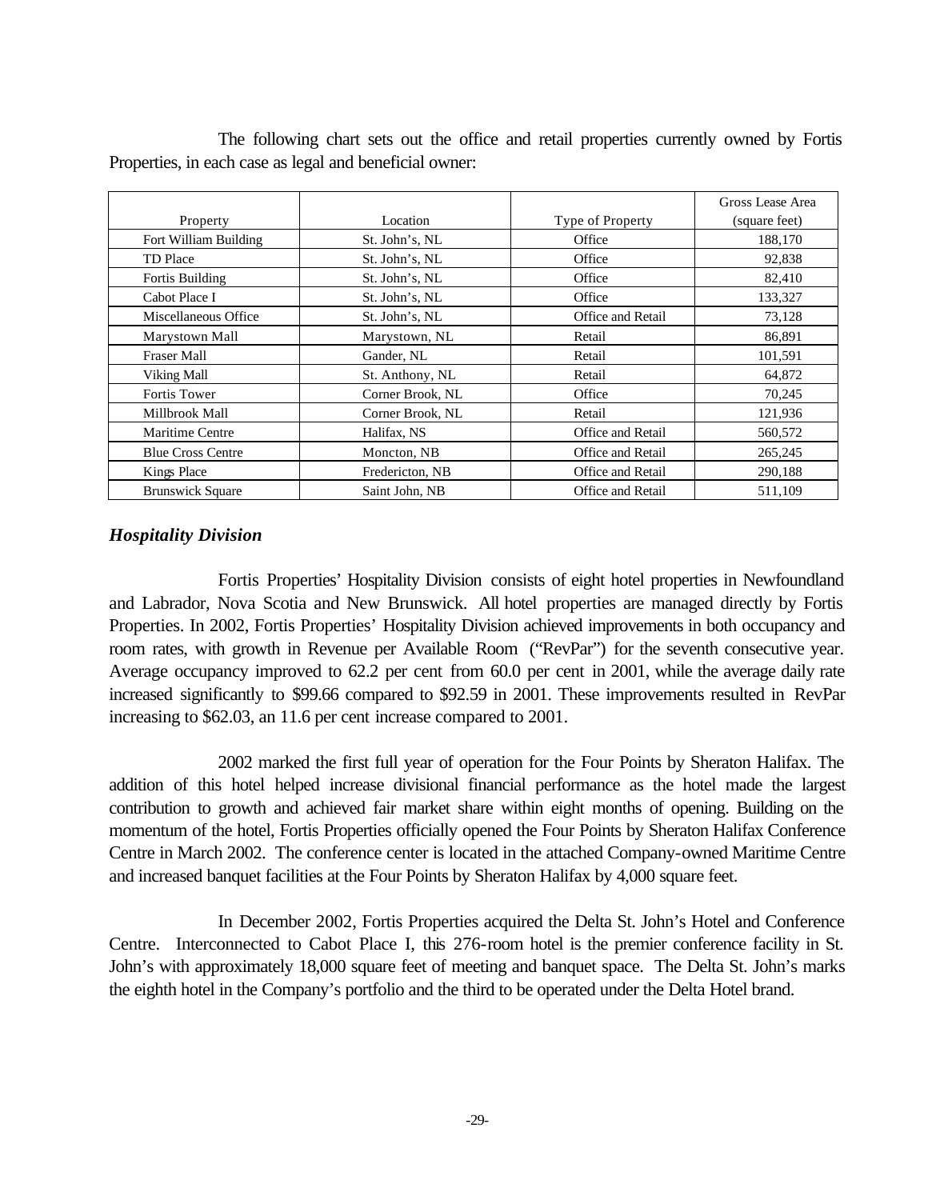The following chart sets out the office and retail properties currently owned by Fortis Properties, in each case as legal and beneficial owner:

| Property | Location | Type of Property | Gross Lease Area (square feet) |
|---|---|---|---|
| Fort William Building | St. John's, NL | Office | 188,170 |
| TD Place | St. John's, NL | Office | 92,838 |
| Fortis Building | St. John's, NL | Office | 82,410 |
| Cabot Place I | St. John's, NL | Office | 133,327 |
| Miscellaneous Office | St. John's, NL | Office and Retail | 73,128 |
| Marystown Mall | Marystown, NL | Retail | 86,891 |
| Fraser Mall | Gander, NL | Retail | 101,591 |
| Viking Mall | St. Anthony, NL | Retail | 64,872 |
| Fortis Tower | Corner Brook, NL | Office | 70,245 |
| Millbrook Mall | Corner Brook, NL | Retail | 121,936 |
| Maritime Centre | Halifax, NS | Office and Retail | 560,572 |
| Blue Cross Centre | Moncton, NB | Office and Retail | 265,245 |
| Kings Place | Fredericton, NB | Office and Retail | 290,188 |
| Brunswick Square | Saint John, NB | Office and Retail | 511,109 |

### *Hospitality Division*

Fortis Properties' Hospitality Division consists of eight hotel properties in Newfoundland and Labrador, Nova Scotia and New Brunswick. All hotel properties are managed directly by Fortis Properties. In 2002, Fortis Properties' Hospitality Division achieved improvements in both occupancy and room rates, with growth in Revenue per Available Room ("RevPar") for the seventh consecutive year. Average occupancy improved to 62.2 per cent from 60.0 per cent in 2001, while the average daily rate increased significantly to $99.66 compared to $92.59 in 2001. These improvements resulted in RevPar increasing to $62.03, an 11.6 per cent increase compared to 2001.

2002 marked the first full year of operation for the Four Points by Sheraton Halifax. The addition of this hotel helped increase divisional financial performance as the hotel made the largest contribution to growth and achieved fair market share within eight months of opening. Building on the momentum of the hotel, Fortis Properties officially opened the Four Points by Sheraton Halifax Conference Centre in March 2002. The conference center is located in the attached Company-owned Maritime Centre and increased banquet facilities at the Four Points by Sheraton Halifax by 4,000 square feet.

In December 2002, Fortis Properties acquired the Delta St. John's Hotel and Conference Centre. Interconnected to Cabot Place I, this 276-room hotel is the premier conference facility in St. John's with approximately 18,000 square feet of meeting and banquet space. The Delta St. John's marks the eighth hotel in the Company's portfolio and the third to be operated under the Delta Hotel brand.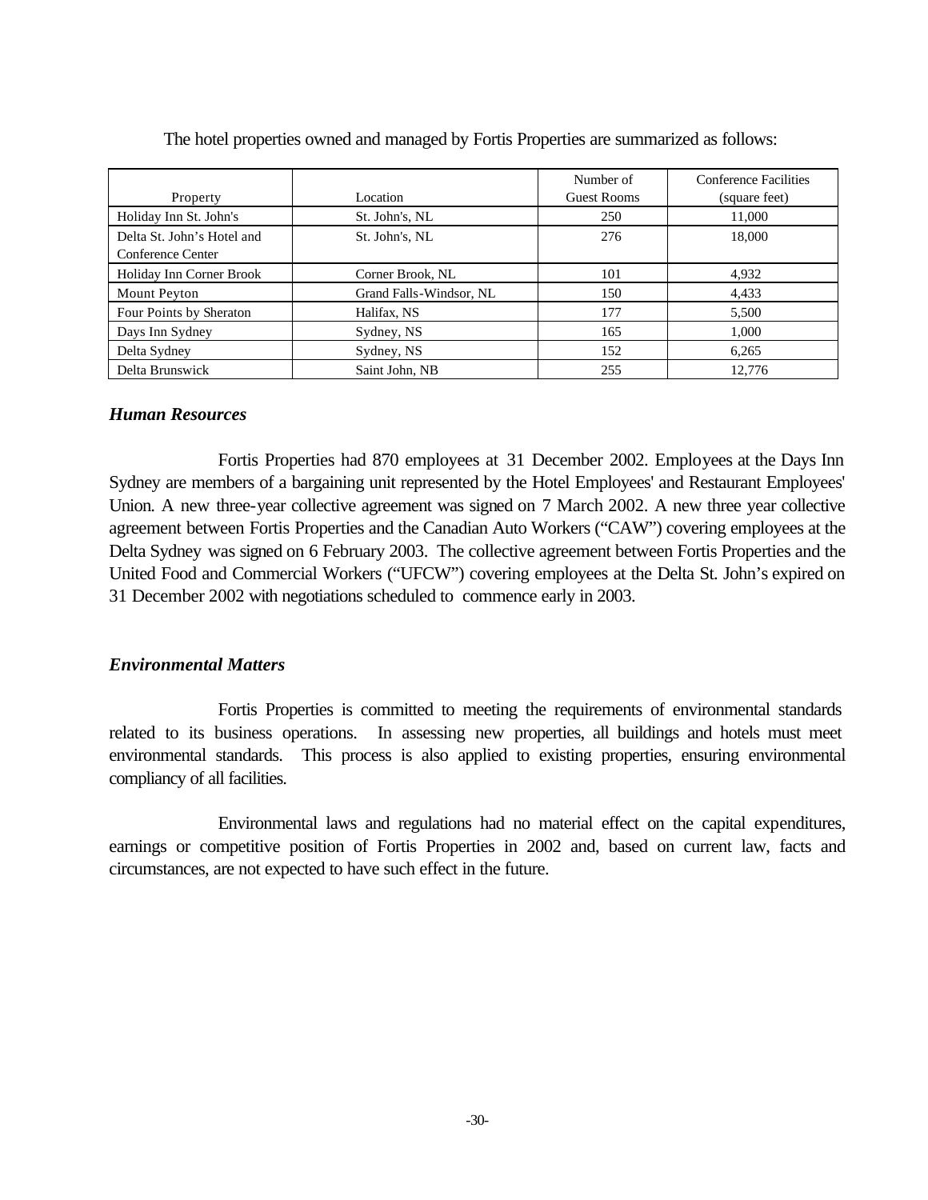The hotel properties owned and managed by Fortis Properties are summarized as follows:

| Property | Location | Number of Guest Rooms | Conference Facilities (square feet) |
|---|---|---|---|
| Holiday Inn St. John's | St. John's, NL | 250 | 11,000 |
| Delta St. John's Hotel and Conference Center | St. John's, NL | 276 | 18,000 |
| Holiday Inn Corner Brook | Corner Brook, NL | 101 | 4,932 |
| Mount Peyton | Grand Falls-Windsor, NL | 150 | 4,433 |
| Four Points by Sheraton | Halifax, NS | 177 | 5,500 |
| Days Inn Sydney | Sydney, NS | 165 | 1,000 |
| Delta Sydney | Sydney, NS | 152 | 6,265 |
| Delta Brunswick | Saint John, NB | 255 | 12,776 |

### *Human Resources*

Fortis Properties had 870 employees at 31 December 2002. Employees at the Days Inn Sydney are members of a bargaining unit represented by the Hotel Employees' and Restaurant Employees' Union. A new three-year collective agreement was signed on 7 March 2002. A new three year collective agreement between Fortis Properties and the Canadian Auto Workers ("CAW") covering employees at the Delta Sydney was signed on 6 February 2003. The collective agreement between Fortis Properties and the United Food and Commercial Workers ("UFCW") covering employees at the Delta St. John's expired on 31 December 2002 with negotiations scheduled to commence early in 2003.

### *Environmental Matters*

Fortis Properties is committed to meeting the requirements of environmental standards related to its business operations. In assessing new properties, all buildings and hotels must meet environmental standards. This process is also applied to existing properties, ensuring environmental compliancy of all facilities.

Environmental laws and regulations had no material effect on the capital expenditures, earnings or competitive position of Fortis Properties in 2002 and, based on current law, facts and circumstances, are not expected to have such effect in the future.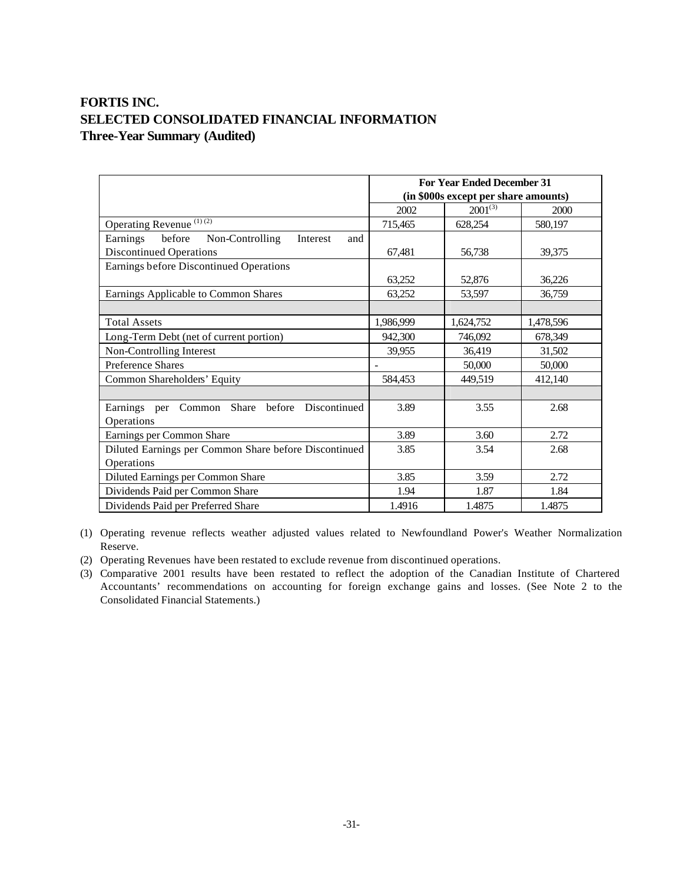# FORTIS INC.
# SELECTED CONSOLIDATED FINANCIAL INFORMATION
## Three-Year Summary (Audited)

| | For Year Ended December 31 (in $000s except per share amounts) | | |
|---|---|---|---|
| | 2002 | 2001[(3)] | 2000 |
| Operating Revenue [(1) (2)] | 715,465 | 628,254 | 580,197 |
| Earnings before Non-Controlling Interest and Discontinued Operations | 67,481 | 56,738 | 39,375 |
| Earnings before Discontinued Operations | 63,252 | 52,876 | 36,226 |
| Earnings Applicable to Common Shares | 63,252 | 53,597 | 36,759 |
| | | | |
| Total Assets | 1,986,999 | 1,624,752 | 1,478,596 |
| Long-Term Debt (net of current portion) | 942,300 | 746,092 | 678,349 |
| Non-Controlling Interest | 39,955 | 36,419 | 31,502 |
| Preference Shares | - | 50,000 | 50,000 |
| Common Shareholders' Equity | 584,453 | 449,519 | 412,140 |
| | | | |
| Earnings per Common Share before Discontinued Operations | 3.89 | 3.55 | 2.68 |
| Earnings per Common Share | 3.89 | 3.60 | 2.72 |
| Diluted Earnings per Common Share before Discontinued Operations | 3.85 | 3.54 | 2.68 |
| Diluted Earnings per Common Share | 3.85 | 3.59 | 2.72 |
| Dividends Paid per Common Share | 1.94 | 1.87 | 1.84 |
| Dividends Paid per Preferred Share | 1.4916 | 1.4875 | 1.4875 |

(1) Operating revenue reflects weather adjusted values related to Newfoundland Power's Weather Normalization Reserve.

(2) Operating Revenues have been restated to exclude revenue from discontinued operations.

(3) Comparative 2001 results have been restated to reflect the adoption of the Canadian Institute of Chartered Accountants' recommendations on accounting for foreign exchange gains and losses. (See Note 2 to the Consolidated Financial Statements.)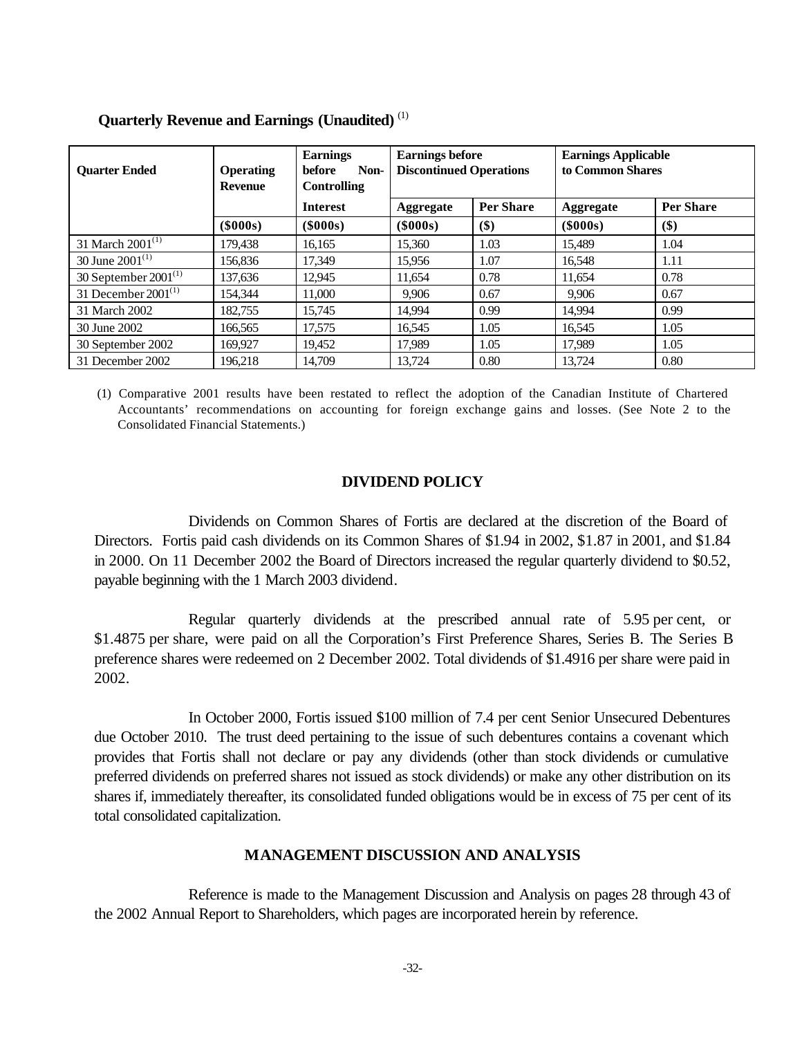**Quarterly Revenue and Earnings (Unaudited)** [(1)]

| Quarter Ended | Operating Revenue | Earnings before Non-Controlling Interest | Earnings before Discontinued Operations | | Earnings Applicable to Common Shares | |
|---|---|---|---|---|---|---|
| | | | Aggregate | Per Share | Aggregate | Per Share |
| | ($000s) | ($000s) | ($000s) | ($) | ($000s) | ($) |
| 31 March 2001[(1)] | 179,438 | 16,165 | 15,360 | 1.03 | 15,489 | 1.04 |
| 30 June 2001[(1)] | 156,836 | 17,349 | 15,956 | 1.07 | 16,548 | 1.11 |
| 30 September 2001[(1)] | 137,636 | 12,945 | 11,654 | 0.78 | 11,654 | 0.78 |
| 31 December 2001[(1)] | 154,344 | 11,000 | 9,906 | 0.67 | 9,906 | 0.67 |
| 31 March 2002 | 182,755 | 15,745 | 14,994 | 0.99 | 14,994 | 0.99 |
| 30 June 2002 | 166,565 | 17,575 | 16,545 | 1.05 | 16,545 | 1.05 |
| 30 September 2002 | 169,927 | 19,452 | 17,989 | 1.05 | 17,989 | 1.05 |
| 31 December 2002 | 196,218 | 14,709 | 13,724 | 0.80 | 13,724 | 0.80 |

(1) Comparative 2001 results have been restated to reflect the adoption of the Canadian Institute of Chartered Accountants' recommendations on accounting for foreign exchange gains and losses. (See Note 2 to the Consolidated Financial Statements.)

## DIVIDEND POLICY

Dividends on Common Shares of Fortis are declared at the discretion of the Board of Directors. Fortis paid cash dividends on its Common Shares of $1.94 in 2002, $1.87 in 2001, and $1.84 in 2000. On 11 December 2002 the Board of Directors increased the regular quarterly dividend to $0.52, payable beginning with the 1 March 2003 dividend.

Regular quarterly dividends at the prescribed annual rate of 5.95 per cent, or $1.4875 per share, were paid on all the Corporation's First Preference Shares, Series B. The Series B preference shares were redeemed on 2 December 2002. Total dividends of $1.4916 per share were paid in 2002.

In October 2000, Fortis issued $100 million of 7.4 per cent Senior Unsecured Debentures due October 2010. The trust deed pertaining to the issue of such debentures contains a covenant which provides that Fortis shall not declare or pay any dividends (other than stock dividends or cumulative preferred dividends on preferred shares not issued as stock dividends) or make any other distribution on its shares if, immediately thereafter, its consolidated funded obligations would be in excess of 75 per cent of its total consolidated capitalization.

## MANAGEMENT DISCUSSION AND ANALYSIS

Reference is made to the Management Discussion and Analysis on pages 28 through 43 of the 2002 Annual Report to Shareholders, which pages are incorporated herein by reference.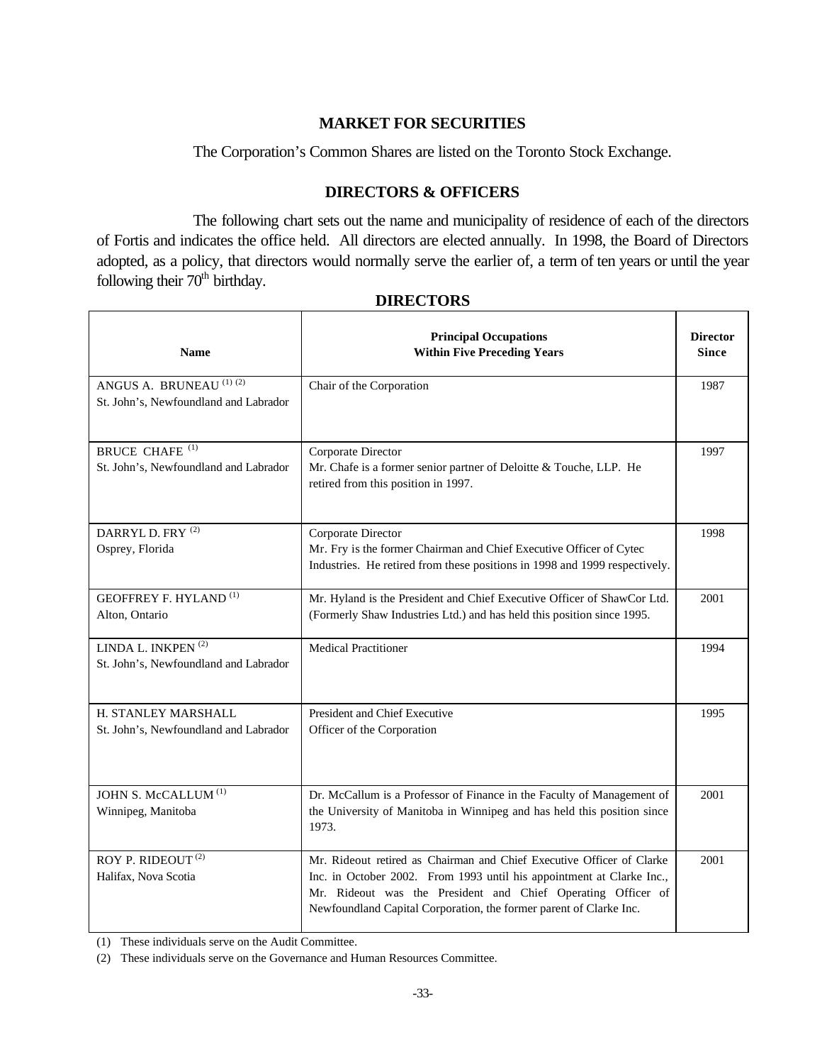## MARKET FOR SECURITIES

The Corporation's Common Shares are listed on the Toronto Stock Exchange.

## DIRECTORS & OFFICERS

The following chart sets out the name and municipality of residence of each of the directors of Fortis and indicates the office held. All directors are elected annually. In 1998, the Board of Directors adopted, as a policy, that directors would normally serve the earlier of, a term of ten years or until the year following their 70th birthday.

### DIRECTORS

| Name | Principal Occupations Within Five Preceding Years | Director Since |
|---|---|---|
| ANGUS A. BRUNEAU (1) (2)<br>St. John's, Newfoundland and Labrador | Chair of the Corporation | 1987 |
| BRUCE CHAFE (1)<br>St. John's, Newfoundland and Labrador | Corporate Director<br>Mr. Chafe is a former senior partner of Deloitte & Touche, LLP. He retired from this position in 1997. | 1997 |
| DARRYL D. FRY (2)<br>Osprey, Florida | Corporate Director<br>Mr. Fry is the former Chairman and Chief Executive Officer of Cytec Industries. He retired from these positions in 1998 and 1999 respectively. | 1998 |
| GEOFFREY F. HYLAND (1)<br>Alton, Ontario | Mr. Hyland is the President and Chief Executive Officer of ShawCor Ltd. (Formerly Shaw Industries Ltd.) and has held this position since 1995. | 2001 |
| LINDA L. INKPEN (2)<br>St. John's, Newfoundland and Labrador | Medical Practitioner | 1994 |
| H. STANLEY MARSHALL<br>St. John's, Newfoundland and Labrador | President and Chief Executive Officer of the Corporation | 1995 |
| JOHN S. McCALLUM (1)<br>Winnipeg, Manitoba | Dr. McCallum is a Professor of Finance in the Faculty of Management of the University of Manitoba in Winnipeg and has held this position since 1973. | 2001 |
| ROY P. RIDEOUT (2)<br>Halifax, Nova Scotia | Mr. Rideout retired as Chairman and Chief Executive Officer of Clarke Inc. in October 2002. From 1993 until his appointment at Clarke Inc., Mr. Rideout was the President and Chief Operating Officer of Newfoundland Capital Corporation, the former parent of Clarke Inc. | 2001 |

(1) These individuals serve on the Audit Committee.

(2) These individuals serve on the Governance and Human Resources Committee.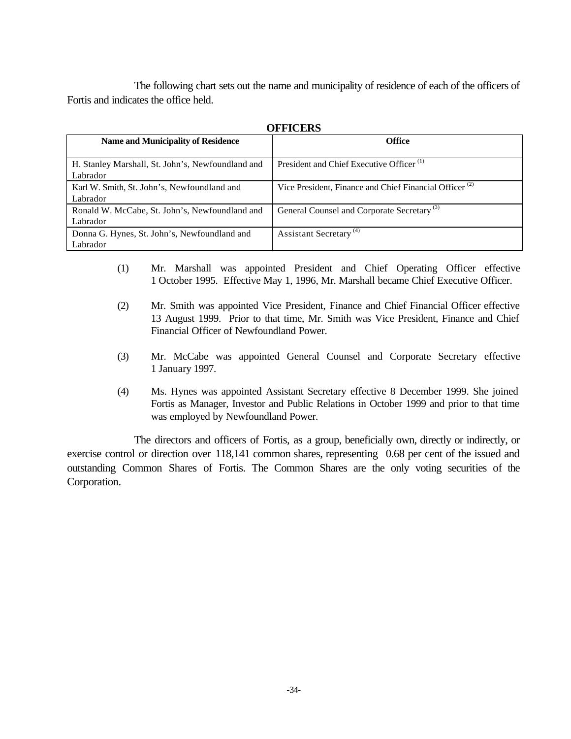The following chart sets out the name and municipality of residence of each of the officers of Fortis and indicates the office held.

**OFFICERS**

| Name and Municipality of Residence | Office |
|---|---|
| H. Stanley Marshall, St. John's, Newfoundland and Labrador | President and Chief Executive Officer (1) |
| Karl W. Smith, St. John's, Newfoundland and Labrador | Vice President, Finance and Chief Financial Officer (2) |
| Ronald W. McCabe, St. John's, Newfoundland and Labrador | General Counsel and Corporate Secretary (3) |
| Donna G. Hynes, St. John's, Newfoundland and Labrador | Assistant Secretary (4) |

(1) Mr. Marshall was appointed President and Chief Operating Officer effective 1 October 1995. Effective May 1, 1996, Mr. Marshall became Chief Executive Officer.

(2) Mr. Smith was appointed Vice President, Finance and Chief Financial Officer effective 13 August 1999. Prior to that time, Mr. Smith was Vice President, Finance and Chief Financial Officer of Newfoundland Power.

(3) Mr. McCabe was appointed General Counsel and Corporate Secretary effective 1 January 1997.

(4) Ms. Hynes was appointed Assistant Secretary effective 8 December 1999. She joined Fortis as Manager, Investor and Public Relations in October 1999 and prior to that time was employed by Newfoundland Power.

The directors and officers of Fortis, as a group, beneficially own, directly or indirectly, or exercise control or direction over 118,141 common shares, representing 0.68 per cent of the issued and outstanding Common Shares of Fortis. The Common Shares are the only voting securities of the Corporation.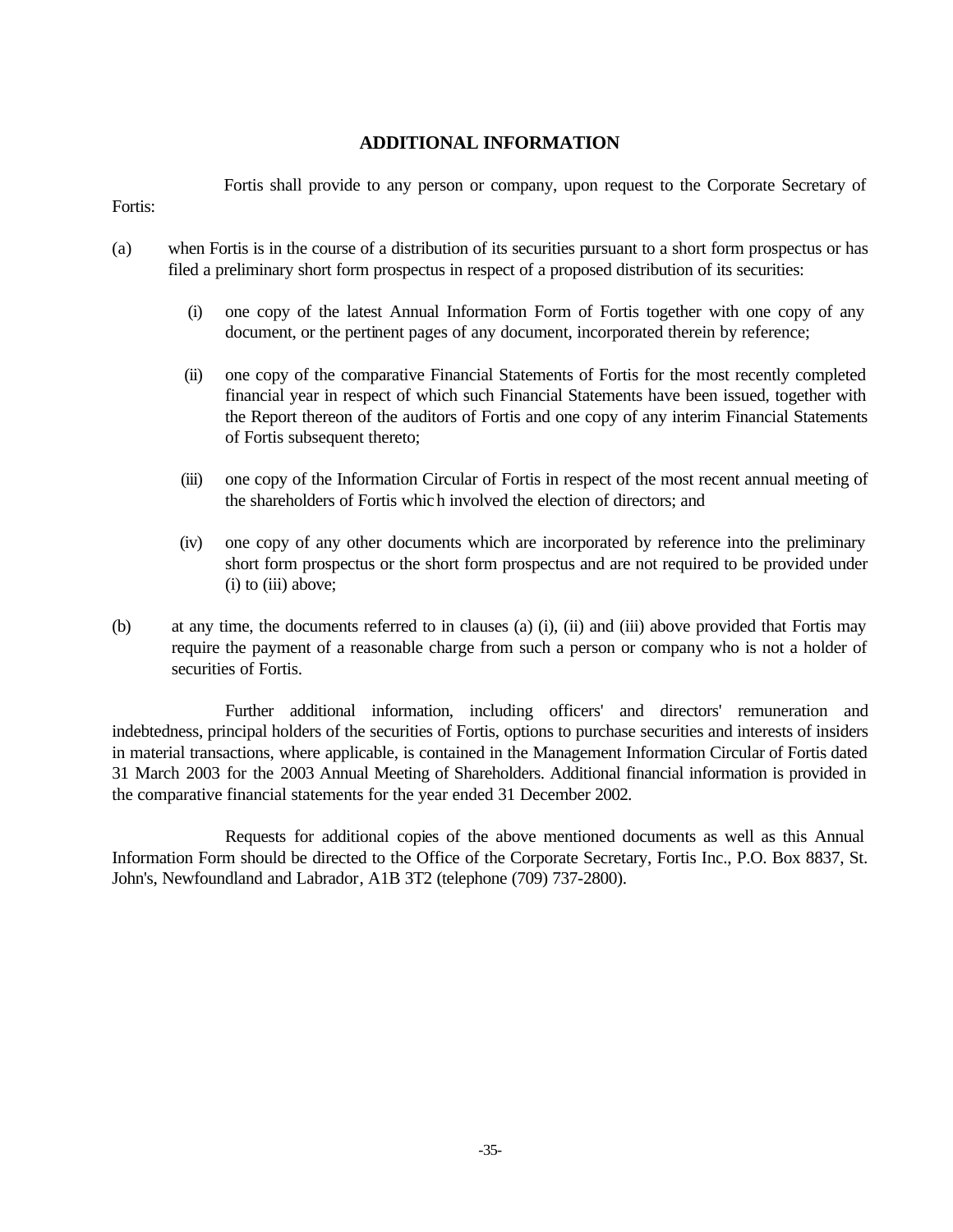## ADDITIONAL INFORMATION

Fortis shall provide to any person or company, upon request to the Corporate Secretary of Fortis:

(a) when Fortis is in the course of a distribution of its securities pursuant to a short form prospectus or has filed a preliminary short form prospectus in respect of a proposed distribution of its securities:

   (i) one copy of the latest Annual Information Form of Fortis together with one copy of any document, or the pertinent pages of any document, incorporated therein by reference;

   (ii) one copy of the comparative Financial Statements of Fortis for the most recently completed financial year in respect of which such Financial Statements have been issued, together with the Report thereon of the auditors of Fortis and one copy of any interim Financial Statements of Fortis subsequent thereto;

   (iii) one copy of the Information Circular of Fortis in respect of the most recent annual meeting of the shareholders of Fortis which involved the election of directors; and

   (iv) one copy of any other documents which are incorporated by reference into the preliminary short form prospectus or the short form prospectus and are not required to be provided under (i) to (iii) above;

(b) at any time, the documents referred to in clauses (a) (i), (ii) and (iii) above provided that Fortis may require the payment of a reasonable charge from such a person or company who is not a holder of securities of Fortis.

Further additional information, including officers' and directors' remuneration and indebtedness, principal holders of the securities of Fortis, options to purchase securities and interests of insiders in material transactions, where applicable, is contained in the Management Information Circular of Fortis dated 31 March 2003 for the 2003 Annual Meeting of Shareholders. Additional financial information is provided in the comparative financial statements for the year ended 31 December 2002.

Requests for additional copies of the above mentioned documents as well as this Annual Information Form should be directed to the Office of the Corporate Secretary, Fortis Inc., P.O. Box 8837, St. John's, Newfoundland and Labrador, A1B 3T2 (telephone (709) 737-2800).